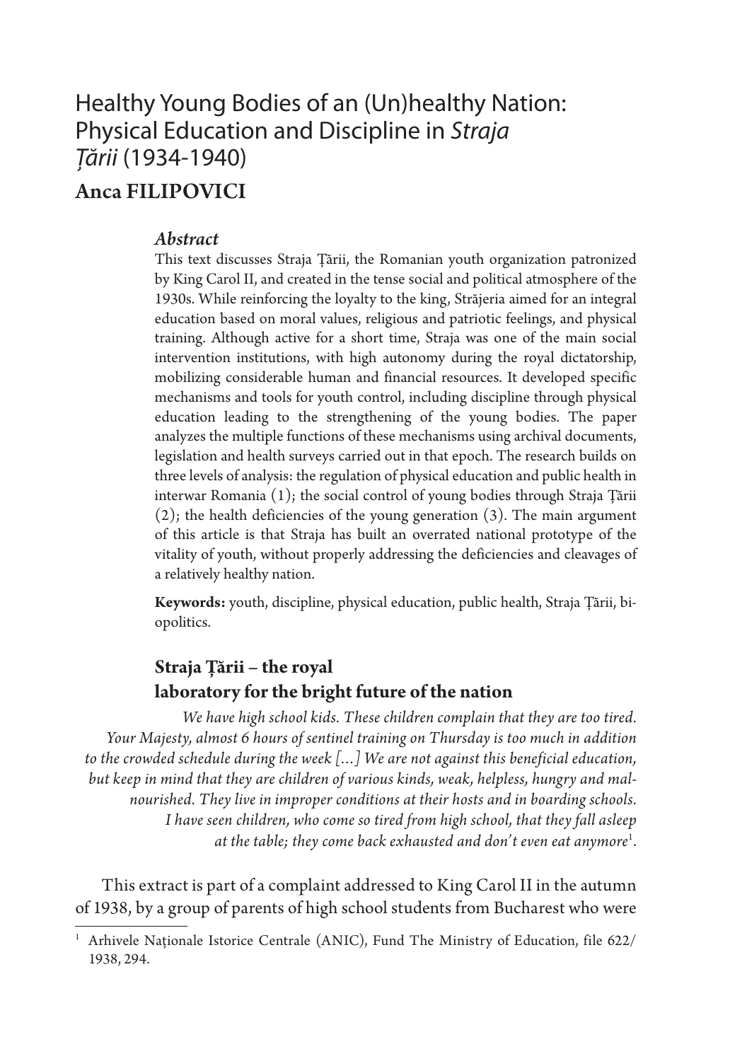# Healthy Young Bodies of an (Un)healthy Nation: Physical Education and Discipline in *Straja Țării* (1934-1940)

## Anca FILIPOVICI

### *Abstract*

This text discusses Straja Țării, the Romanian youth organization patronized by King Carol II, and created in the tense social and political atmosphere of the 1930s. While reinforcing the loyalty to the king, Străjeria aimed for an integral education based on moral values, religious and patriotic feelings, and physical training. Although active for a short time, Straja was one of the main social intervention institutions, with high autonomy during the royal dictatorship, mobilizing considerable human and financial resources. It developed specific mechanisms and tools for youth control, including discipline through physical education leading to the strengthening of the young bodies. The paper analyzes the multiple functions of these mechanisms using archival documents, legislation and health surveys carried out in that epoch. The research builds on three levels of analysis: the regulation of physical education and public health in interwar Romania (1); the social control of young bodies through Straja Țării (2); the health deficiencies of the young generation (3). The main argument of this article is that Straja has built an overrated national prototype of the vitality of youth, without properly addressing the deficiencies and cleavages of a relatively healthy nation.

**Keywords:** youth, discipline, physical education, public health, Straja Țării, bio-opolitics.

### Straja Țării – the royal laboratory for the bright future of the nation

*We have high school kids. These children complain that they are too tired. Your Majesty, almost 6 hours of sentinel training on Thursday is too much in addition to the crowded schedule during the week [...] We are not against this beneficial education, but keep in mind that they are children of various kinds, weak, helpless, hungry and malnourished. They live in improper conditions at their hosts and in boarding schools. I have seen children, who come so tired from high school, that they fall asleep at the table; they come back exhausted and don't even eat anymore*[1].

This extract is part of a complaint addressed to King Carol II in the autumn of 1938, by a group of parents of high school students from Bucharest who were

---

[1] Arhivele Naționale Istorice Centrale (ANIC), Fund The Ministry of Education, file 622/ 1938, 294.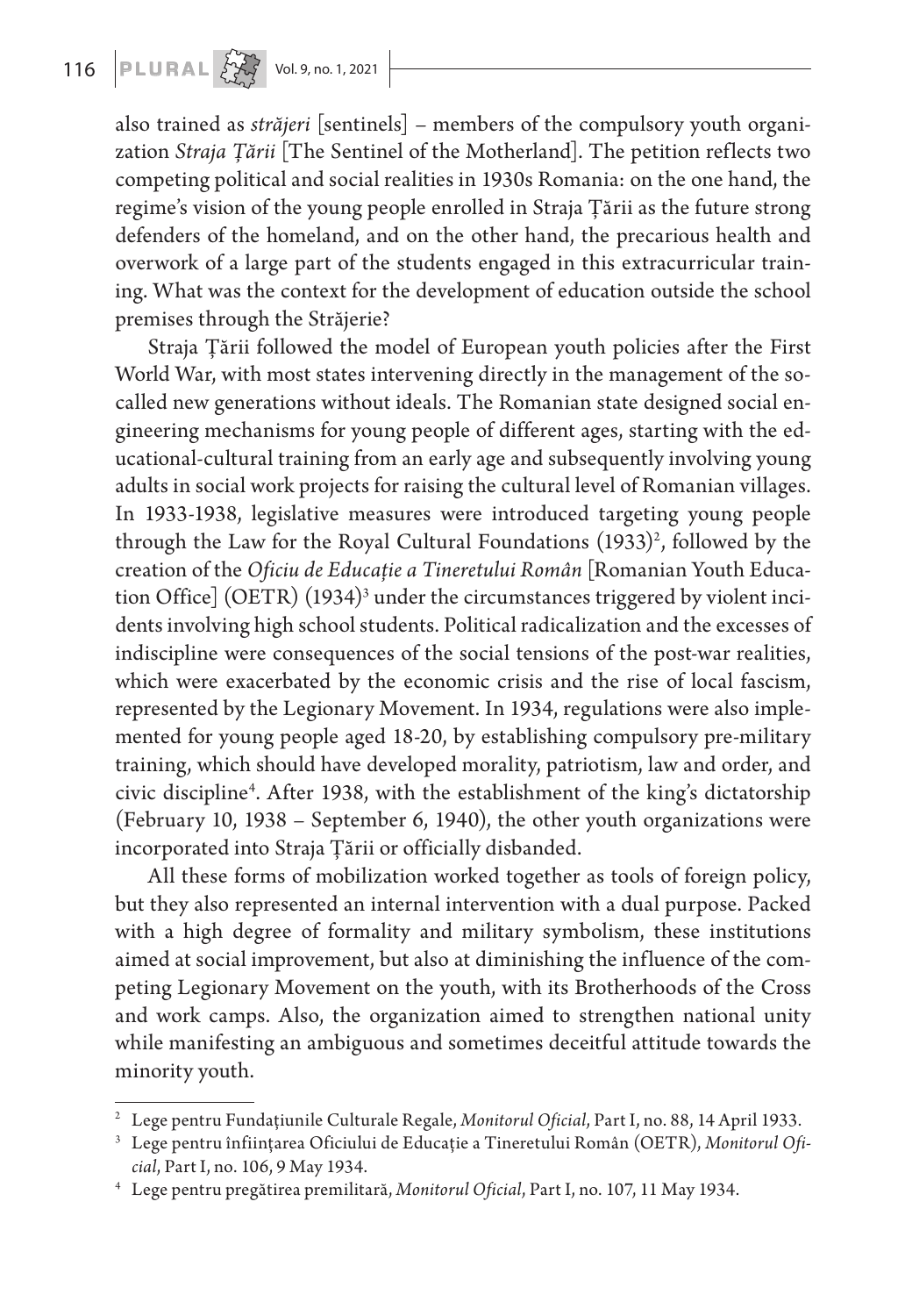also trained as *străjeri* [sentinels] – members of the compulsory youth organization *Straja Țării* [The Sentinel of the Motherland]. The petition reflects two competing political and social realities in 1930s Romania: on the one hand, the regime's vision of the young people enrolled in Straja Țării as the future strong defenders of the homeland, and on the other hand, the precarious health and overwork of a large part of the students engaged in this extracurricular training. What was the context for the development of education outside the school premises through the Străjerie?

Straja Țării followed the model of European youth policies after the First World War, with most states intervening directly in the management of the so-called new generations without ideals. The Romanian state designed social engineering mechanisms for young people of different ages, starting with the educational-cultural training from an early age and subsequently involving young adults in social work projects for raising the cultural level of Romanian villages. In 1933-1938, legislative measures were introduced targeting young people through the Law for the Royal Cultural Foundations (1933)[2], followed by the creation of the *Oficiu de Educație a Tineretului Român* [Romanian Youth Education Office] (OETR) (1934)[3] under the circumstances triggered by violent incidents involving high school students. Political radicalization and the excesses of indiscipline were consequences of the social tensions of the post-war realities, which were exacerbated by the economic crisis and the rise of local fascism, represented by the Legionary Movement. In 1934, regulations were also implemented for young people aged 18-20, by establishing compulsory pre-military training, which should have developed morality, patriotism, law and order, and civic discipline[4]. After 1938, with the establishment of the king's dictatorship (February 10, 1938 – September 6, 1940), the other youth organizations were incorporated into Straja Țării or officially disbanded.

All these forms of mobilization worked together as tools of foreign policy, but they also represented an internal intervention with a dual purpose. Packed with a high degree of formality and military symbolism, these institutions aimed at social improvement, but also at diminishing the influence of the competing Legionary Movement on the youth, with its Brotherhoods of the Cross and work camps. Also, the organization aimed to strengthen national unity while manifesting an ambiguous and sometimes deceitful attitude towards the minority youth.

---

[2] Lege pentru Fundațiunile Culturale Regale, *Monitorul Oficial*, Part I, no. 88, 14 April 1933.

[3] Lege pentru înființarea Oficiului de Educație a Tineretului Român (OETR), *Monitorul Oficial*, Part I, no. 106, 9 May 1934.

[4] Lege pentru pregătirea premilitară, *Monitorul Oficial*, Part I, no. 107, 11 May 1934.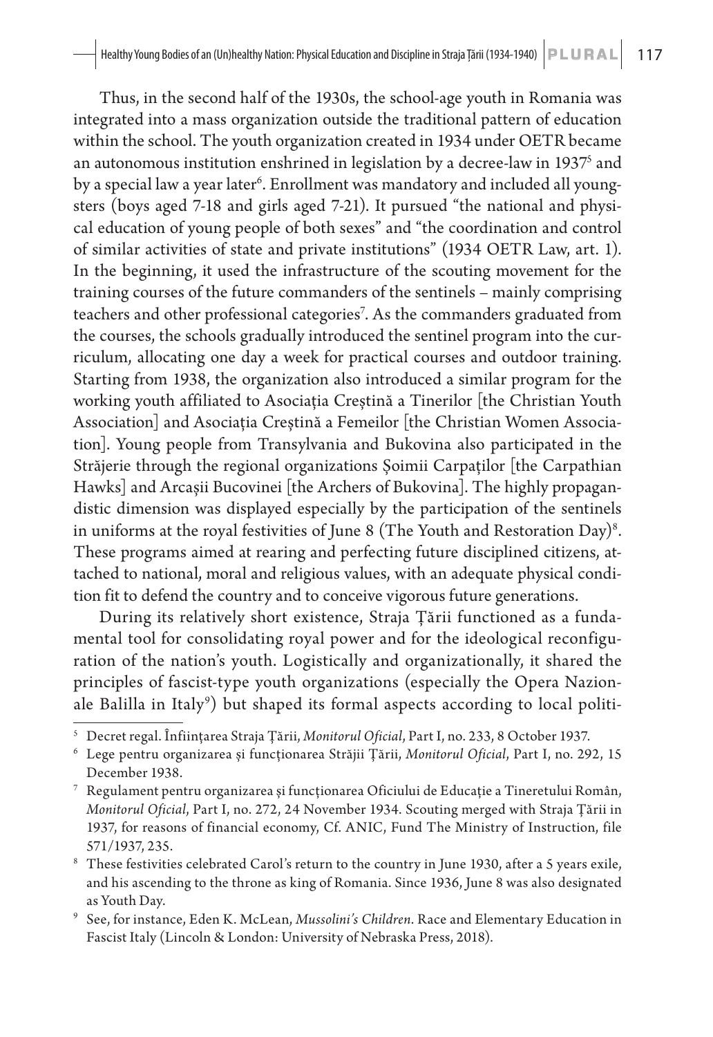Thus, in the second half of the 1930s, the school-age youth in Romania was integrated into a mass organization outside the traditional pattern of education within the school. The youth organization created in 1934 under OETR became an autonomous institution enshrined in legislation by a decree-law in 1937[5] and by a special law a year later[6]. Enrollment was mandatory and included all youngsters (boys aged 7-18 and girls aged 7-21). It pursued "the national and physical education of young people of both sexes" and "the coordination and control of similar activities of state and private institutions" (1934 OETR Law, art. 1). In the beginning, it used the infrastructure of the scouting movement for the training courses of the future commanders of the sentinels – mainly comprising teachers and other professional categories[7]. As the commanders graduated from the courses, the schools gradually introduced the sentinel program into the curriculum, allocating one day a week for practical courses and outdoor training. Starting from 1938, the organization also introduced a similar program for the working youth affiliated to Asociația Creștină a Tinerilor [the Christian Youth Association] and Asociația Creștină a Femeilor [the Christian Women Association]. Young people from Transylvania and Bukovina also participated in the Străjerie through the regional organizations Șoimii Carpaților [the Carpathian Hawks] and Arcașii Bucovinei [the Archers of Bukovina]. The highly propagandistic dimension was displayed especially by the participation of the sentinels in uniforms at the royal festivities of June 8 (The Youth and Restoration Day)[8]. These programs aimed at rearing and perfecting future disciplined citizens, attached to national, moral and religious values, with an adequate physical condition fit to defend the country and to conceive vigorous future generations.

During its relatively short existence, Straja Țării functioned as a fundamental tool for consolidating royal power and for the ideological reconfiguration of the nation's youth. Logistically and organizationally, it shared the principles of fascist-type youth organizations (especially the Opera Nazionale Balilla in Italy[9]) but shaped its formal aspects according to local politi-

---

[5] Decret regal. Înființarea Straja Țării, *Monitorul Oficial*, Part I, no. 233, 8 October 1937.

[6] Lege pentru organizarea și funcționarea Străjii Țării, *Monitorul Oficial*, Part I, no. 292, 15 December 1938.

[7] Regulament pentru organizarea și funcționarea Oficiului de Educație a Tineretului Român, *Monitorul Oficial*, Part I, no. 272, 24 November 1934. Scouting merged with Straja Țării in 1937, for reasons of financial economy, Cf. ANIC, Fund The Ministry of Instruction, file 571/1937, 235.

[8] These festivities celebrated Carol's return to the country in June 1930, after a 5 years exile, and his ascending to the throne as king of Romania. Since 1936, June 8 was also designated as Youth Day.

[9] See, for instance, Eden K. McLean, *Mussolini's Children*. Race and Elementary Education in Fascist Italy (Lincoln & London: University of Nebraska Press, 2018).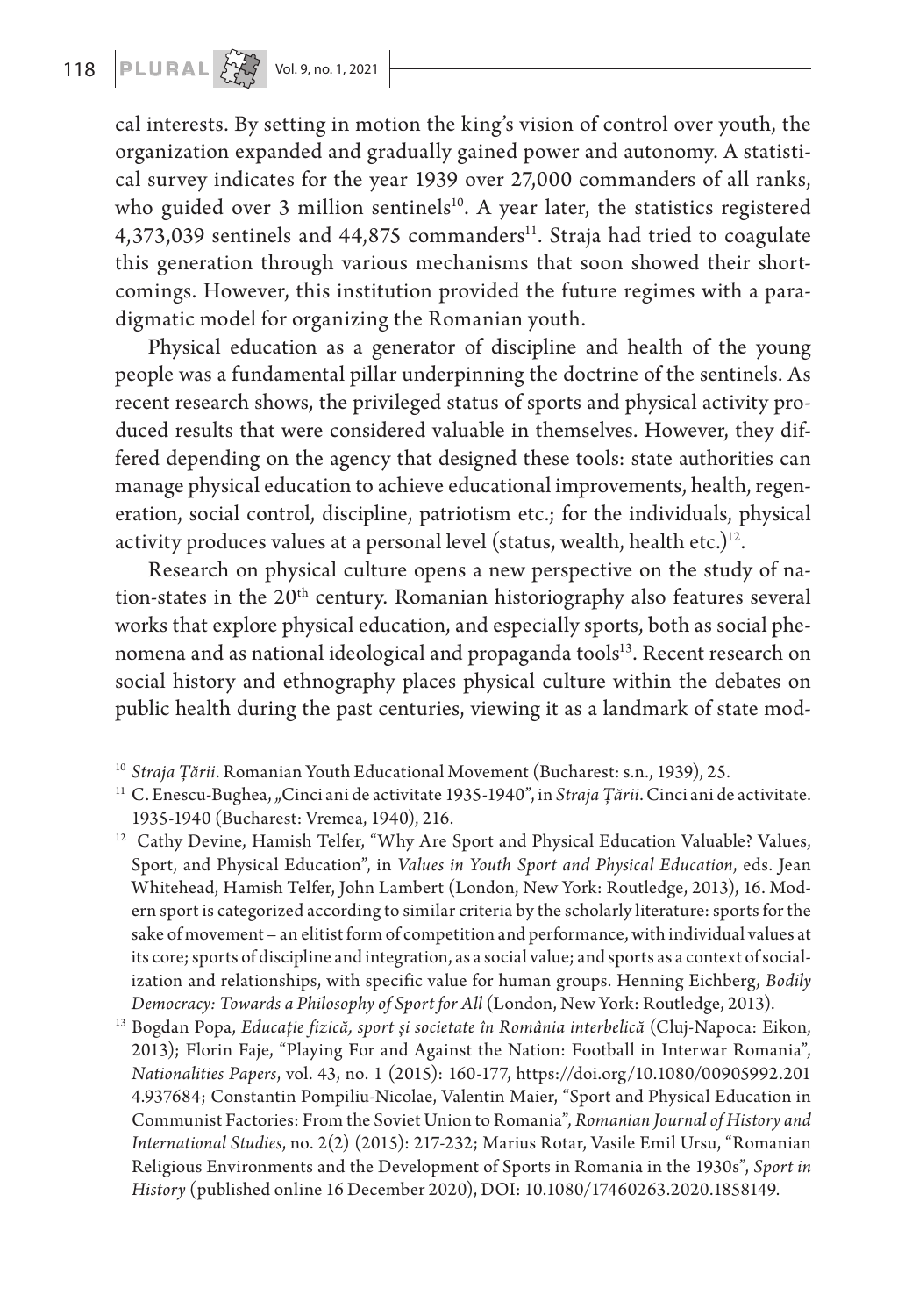cal interests. By setting in motion the king's vision of control over youth, the organization expanded and gradually gained power and autonomy. A statistical survey indicates for the year 1939 over 27,000 commanders of all ranks, who guided over 3 million sentinels[10]. A year later, the statistics registered 4,373,039 sentinels and 44,875 commanders[11]. Straja had tried to coagulate this generation through various mechanisms that soon showed their shortcomings. However, this institution provided the future regimes with a paradigmatic model for organizing the Romanian youth.

Physical education as a generator of discipline and health of the young people was a fundamental pillar underpinning the doctrine of the sentinels. As recent research shows, the privileged status of sports and physical activity produced results that were considered valuable in themselves. However, they differed depending on the agency that designed these tools: state authorities can manage physical education to achieve educational improvements, health, regeneration, social control, discipline, patriotism etc.; for the individuals, physical activity produces values at a personal level (status, wealth, health etc.)[12].

Research on physical culture opens a new perspective on the study of nation-states in the 20th century. Romanian historiography also features several works that explore physical education, and especially sports, both as social phenomena and as national ideological and propaganda tools[13]. Recent research on social history and ethnography places physical culture within the debates on public health during the past centuries, viewing it as a landmark of state mod-

---

[10] *Straja Țării*. Romanian Youth Educational Movement (Bucharest: s.n., 1939), 25.

[11] C. Enescu-Bughea, „Cinci ani de activitate 1935-1940", in *Straja Țării*. Cinci ani de activitate. 1935-1940 (Bucharest: Vremea, 1940), 216.

[12] Cathy Devine, Hamish Telfer, "Why Are Sport and Physical Education Valuable? Values, Sport, and Physical Education", in *Values in Youth Sport and Physical Education*, eds. Jean Whitehead, Hamish Telfer, John Lambert (London, New York: Routledge, 2013), 16. Modern sport is categorized according to similar criteria by the scholarly literature: sports for the sake of movement – an elitist form of competition and performance, with individual values at its core; sports of discipline and integration, as a social value; and sports as a context of socialization and relationships, with specific value for human groups. Henning Eichberg, *Bodily Democracy: Towards a Philosophy of Sport for All* (London, New York: Routledge, 2013).

[13] Bogdan Popa, *Educație fizică, sport și societate în România interbelică* (Cluj-Napoca: Eikon, 2013); Florin Faje, "Playing For and Against the Nation: Football in Interwar Romania", *Nationalities Papers*, vol. 43, no. 1 (2015): 160-177, https://doi.org/10.1080/00905992.2014.937684; Constantin Pompiliu-Nicolae, Valentin Maier, "Sport and Physical Education in Communist Factories: From the Soviet Union to Romania", *Romanian Journal of History and International Studies*, no. 2(2) (2015): 217-232; Marius Rotar, Vasile Emil Ursu, "Romanian Religious Environments and the Development of Sports in Romania in the 1930s", *Sport in History* (published online 16 December 2020), DOI: 10.1080/17460263.2020.1858149.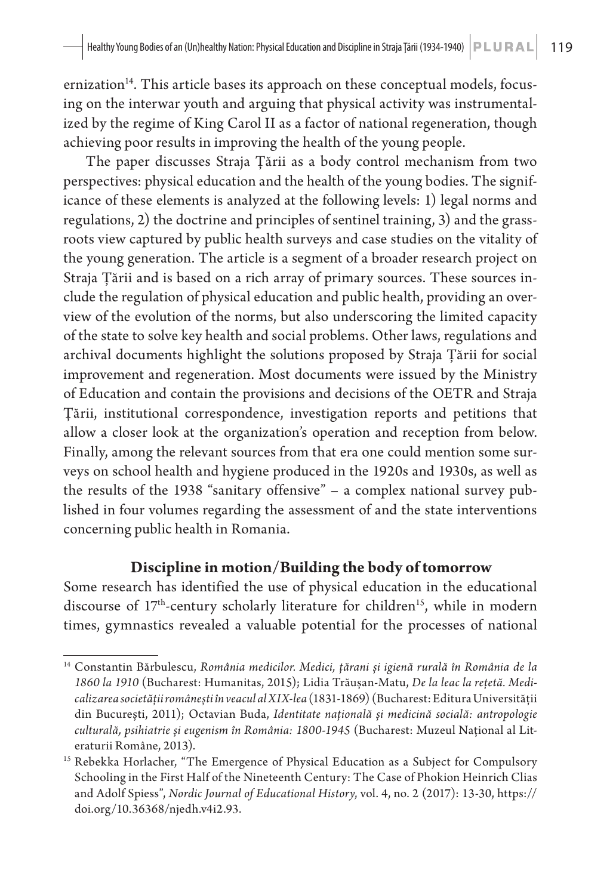ernization[14]. This article bases its approach on these conceptual models, focusing on the interwar youth and arguing that physical activity was instrumentalized by the regime of King Carol II as a factor of national regeneration, though achieving poor results in improving the health of the young people.

The paper discusses Straja Țării as a body control mechanism from two perspectives: physical education and the health of the young bodies. The significance of these elements is analyzed at the following levels: 1) legal norms and regulations, 2) the doctrine and principles of sentinel training, 3) and the grassroots view captured by public health surveys and case studies on the vitality of the young generation. The article is a segment of a broader research project on Straja Țării and is based on a rich array of primary sources. These sources include the regulation of physical education and public health, providing an overview of the evolution of the norms, but also underscoring the limited capacity of the state to solve key health and social problems. Other laws, regulations and archival documents highlight the solutions proposed by Straja Țării for social improvement and regeneration. Most documents were issued by the Ministry of Education and contain the provisions and decisions of the OETR and Straja Țării, institutional correspondence, investigation reports and petitions that allow a closer look at the organization's operation and reception from below. Finally, among the relevant sources from that era one could mention some surveys on school health and hygiene produced in the 1920s and 1930s, as well as the results of the 1938 "sanitary offensive" – a complex national survey published in four volumes regarding the assessment of and the state interventions concerning public health in Romania.

## Discipline in motion/Building the body of tomorrow

Some research has identified the use of physical education in the educational discourse of 17th-century scholarly literature for children[15], while in modern times, gymnastics revealed a valuable potential for the processes of national

---

[14] Constantin Bărbulescu, *România medicilor. Medici, țărani și igienă rurală în România de la 1860 la 1910* (Bucharest: Humanitas, 2015); Lidia Trăușan-Matu, *De la leac la rețetă. Medicalizarea societății românești în veacul al XIX-lea* (1831-1869) (Bucharest: Editura Universității din București, 2011); Octavian Buda, *Identitate națională și medicină socială: antropologie culturală, psihiatrie și eugenism în România: 1800-1945* (Bucharest: Muzeul Național al Literaturii Române, 2013).

[15] Rebekka Horlacher, "The Emergence of Physical Education as a Subject for Compulsory Schooling in the First Half of the Nineteenth Century: The Case of Phokion Heinrich Clias and Adolf Spiess", *Nordic Journal of Educational History*, vol. 4, no. 2 (2017): 13-30, https://doi.org/10.36368/njedh.v4i2.93.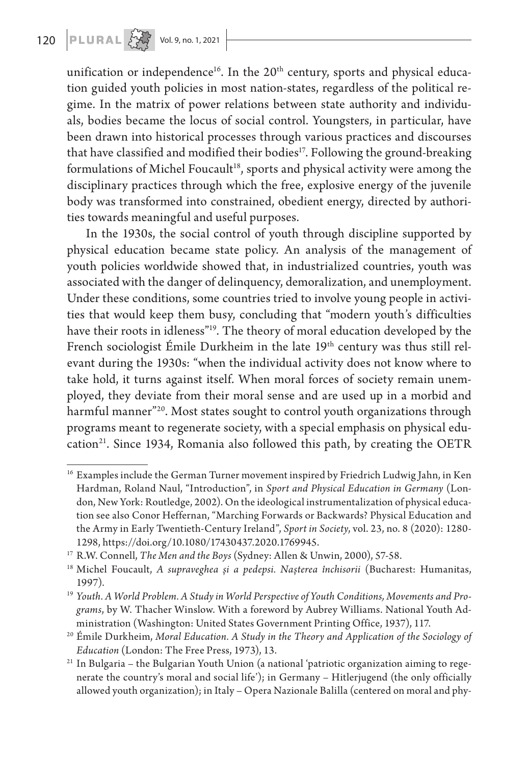unification or independence[16]. In the 20th century, sports and physical education guided youth policies in most nation-states, regardless of the political regime. In the matrix of power relations between state authority and individuals, bodies became the locus of social control. Youngsters, in particular, have been drawn into historical processes through various practices and discourses that have classified and modified their bodies[17]. Following the ground-breaking formulations of Michel Foucault[18], sports and physical activity were among the disciplinary practices through which the free, explosive energy of the juvenile body was transformed into constrained, obedient energy, directed by authorities towards meaningful and useful purposes.

In the 1930s, the social control of youth through discipline supported by physical education became state policy. An analysis of the management of youth policies worldwide showed that, in industrialized countries, youth was associated with the danger of delinquency, demoralization, and unemployment. Under these conditions, some countries tried to involve young people in activities that would keep them busy, concluding that "modern youth's difficulties have their roots in idleness"[19]. The theory of moral education developed by the French sociologist Émile Durkheim in the late 19th century was thus still relevant during the 1930s: "when the individual activity does not know where to take hold, it turns against itself. When moral forces of society remain unemployed, they deviate from their moral sense and are used up in a morbid and harmful manner"[20]. Most states sought to control youth organizations through programs meant to regenerate society, with a special emphasis on physical education[21]. Since 1934, Romania also followed this path, by creating the OETR

---

[16] Examples include the German Turner movement inspired by Friedrich Ludwig Jahn, in Ken Hardman, Roland Naul, "Introduction", in *Sport and Physical Education in Germany* (London, New York: Routledge, 2002). On the ideological instrumentalization of physical education see also Conor Heffernan, "Marching Forwards or Backwards? Physical Education and the Army in Early Twentieth-Century Ireland", *Sport in Society*, vol. 23, no. 8 (2020): 1280-1298, https://doi.org/10.1080/17430437.2020.1769945.

[17] R.W. Connell, *The Men and the Boys* (Sydney: Allen & Unwin, 2000), 57-58.

[18] Michel Foucault, *A supraveghea și a pedepsi. Nașterea închisorii* (Bucharest: Humanitas, 1997).

[19] *Youth. A World Problem. A Study in World Perspective of Youth Conditions, Movements and Programs*, by W. Thacher Winslow. With a foreword by Aubrey Williams. National Youth Administration (Washington: United States Government Printing Office, 1937), 117.

[20] Émile Durkheim, *Moral Education. A Study in the Theory and Application of the Sociology of Education* (London: The Free Press, 1973), 13.

[21] In Bulgaria – the Bulgarian Youth Union (a national 'patriotic organization aiming to regenerate the country's moral and social life'); in Germany – Hitlerjugend (the only officially allowed youth organization); in Italy – Opera Nazionale Balilla (centered on moral and phy-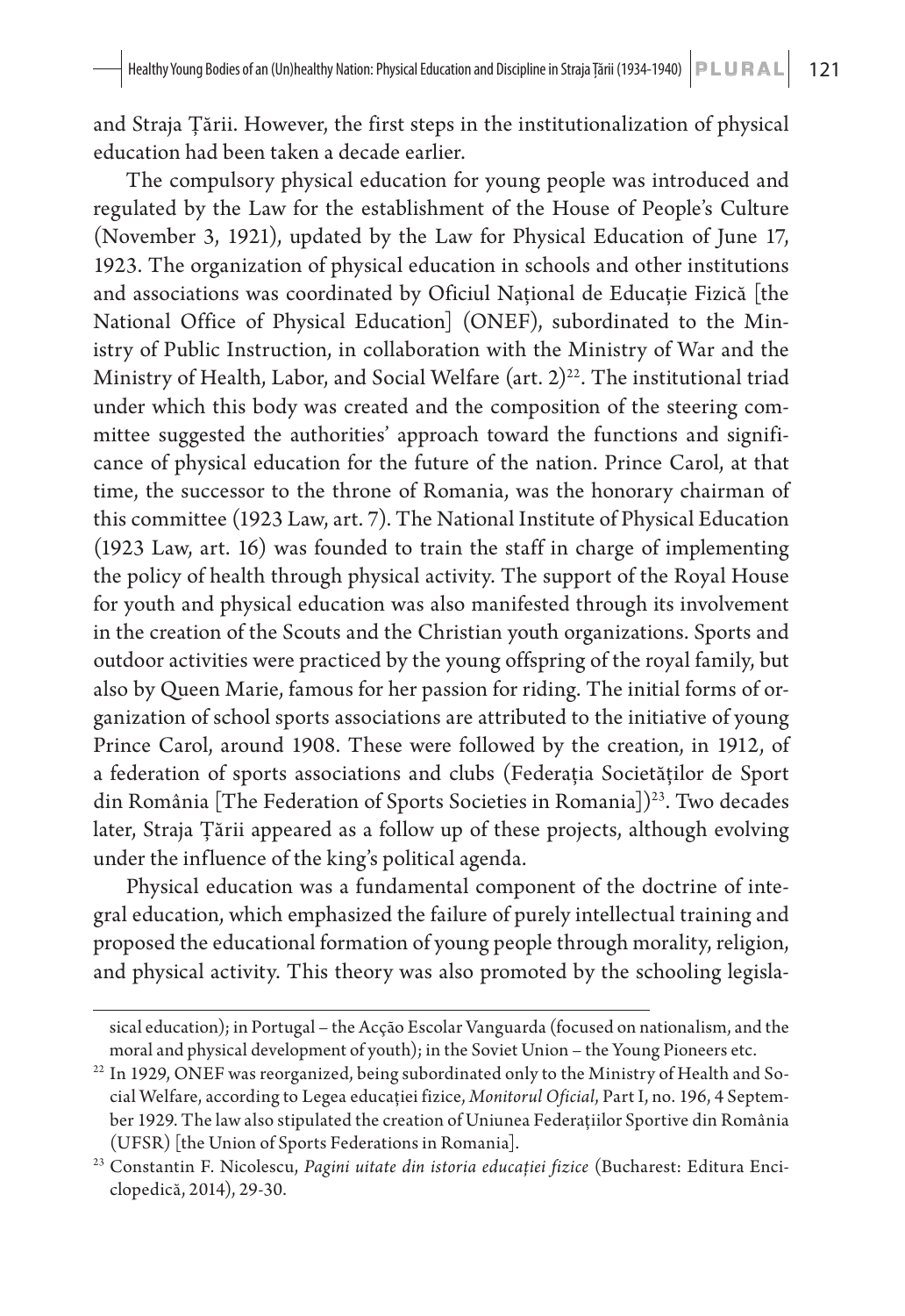and Straja Țării. However, the first steps in the institutionalization of physical education had been taken a decade earlier.

The compulsory physical education for young people was introduced and regulated by the Law for the establishment of the House of People's Culture (November 3, 1921), updated by the Law for Physical Education of June 17, 1923. The organization of physical education in schools and other institutions and associations was coordinated by Oficiul Național de Educație Fizică [the National Office of Physical Education] (ONEF), subordinated to the Ministry of Public Instruction, in collaboration with the Ministry of War and the Ministry of Health, Labor, and Social Welfare (art. 2)[22]. The institutional triad under which this body was created and the composition of the steering committee suggested the authorities' approach toward the functions and significance of physical education for the future of the nation. Prince Carol, at that time, the successor to the throne of Romania, was the honorary chairman of this committee (1923 Law, art. 7). The National Institute of Physical Education (1923 Law, art. 16) was founded to train the staff in charge of implementing the policy of health through physical activity. The support of the Royal House for youth and physical education was also manifested through its involvement in the creation of the Scouts and the Christian youth organizations. Sports and outdoor activities were practiced by the young offspring of the royal family, but also by Queen Marie, famous for her passion for riding. The initial forms of organization of school sports associations are attributed to the initiative of young Prince Carol, around 1908. These were followed by the creation, in 1912, of a federation of sports associations and clubs (Federația Societăților de Sport din România [The Federation of Sports Societies in Romania])[23]. Two decades later, Straja Țării appeared as a follow up of these projects, although evolving under the influence of the king's political agenda.

Physical education was a fundamental component of the doctrine of integral education, which emphasized the failure of purely intellectual training and proposed the educational formation of young people through morality, religion, and physical activity. This theory was also promoted by the schooling legisla-

sical education); in Portugal – the Acção Escolar Vanguarda (focused on nationalism, and the moral and physical development of youth); in the Soviet Union – the Young Pioneers etc.

[22] In 1929, ONEF was reorganized, being subordinated only to the Ministry of Health and Social Welfare, according to Legea educației fizice, *Monitorul Oficial*, Part I, no. 196, 4 September 1929. The law also stipulated the creation of Uniunea Federațiilor Sportive din România (UFSR) [the Union of Sports Federations in Romania].

[23] Constantin F. Nicolescu, *Pagini uitate din istoria educației fizice* (Bucharest: Editura Enciclopedică, 2014), 29-30.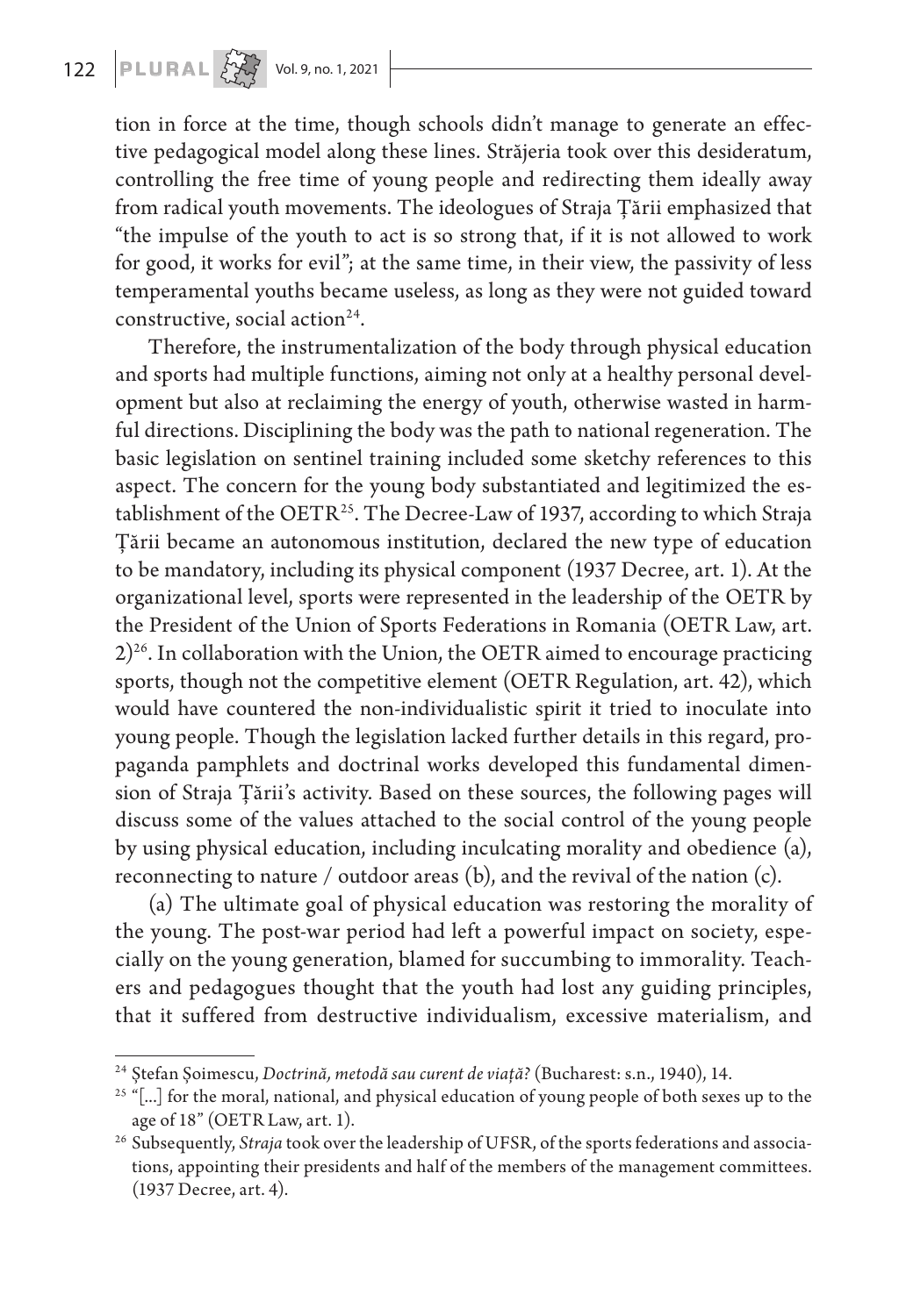tion in force at the time, though schools didn't manage to generate an effective pedagogical model along these lines. Străjeria took over this desideratum, controlling the free time of young people and redirecting them ideally away from radical youth movements. The ideologues of Straja Țării emphasized that "the impulse of the youth to act is so strong that, if it is not allowed to work for good, it works for evil"; at the same time, in their view, the passivity of less temperamental youths became useless, as long as they were not guided toward constructive, social action[24].

Therefore, the instrumentalization of the body through physical education and sports had multiple functions, aiming not only at a healthy personal development but also at reclaiming the energy of youth, otherwise wasted in harmful directions. Disciplining the body was the path to national regeneration. The basic legislation on sentinel training included some sketchy references to this aspect. The concern for the young body substantiated and legitimized the establishment of the OETR[25]. The Decree-Law of 1937, according to which Straja Țării became an autonomous institution, declared the new type of education to be mandatory, including its physical component (1937 Decree, art. 1). At the organizational level, sports were represented in the leadership of the OETR by the President of the Union of Sports Federations in Romania (OETR Law, art. 2)[26]. In collaboration with the Union, the OETR aimed to encourage practicing sports, though not the competitive element (OETR Regulation, art. 42), which would have countered the non-individualistic spirit it tried to inoculate into young people. Though the legislation lacked further details in this regard, propaganda pamphlets and doctrinal works developed this fundamental dimension of Straja Țării's activity. Based on these sources, the following pages will discuss some of the values attached to the social control of the young people by using physical education, including inculcating morality and obedience (a), reconnecting to nature / outdoor areas (b), and the revival of the nation (c).

(a) The ultimate goal of physical education was restoring the morality of the young. The post-war period had left a powerful impact on society, especially on the young generation, blamed for succumbing to immorality. Teachers and pedagogues thought that the youth had lost any guiding principles, that it suffered from destructive individualism, excessive materialism, and

---

[24] Ștefan Șoimescu, *Doctrină, metodă sau curent de viață?* (Bucharest: s.n., 1940), 14.

[25] "[...] for the moral, national, and physical education of young people of both sexes up to the age of 18" (OETR Law, art. 1).

[26] Subsequently, *Straja* took over the leadership of UFSR, of the sports federations and associations, appointing their presidents and half of the members of the management committees. (1937 Decree, art. 4).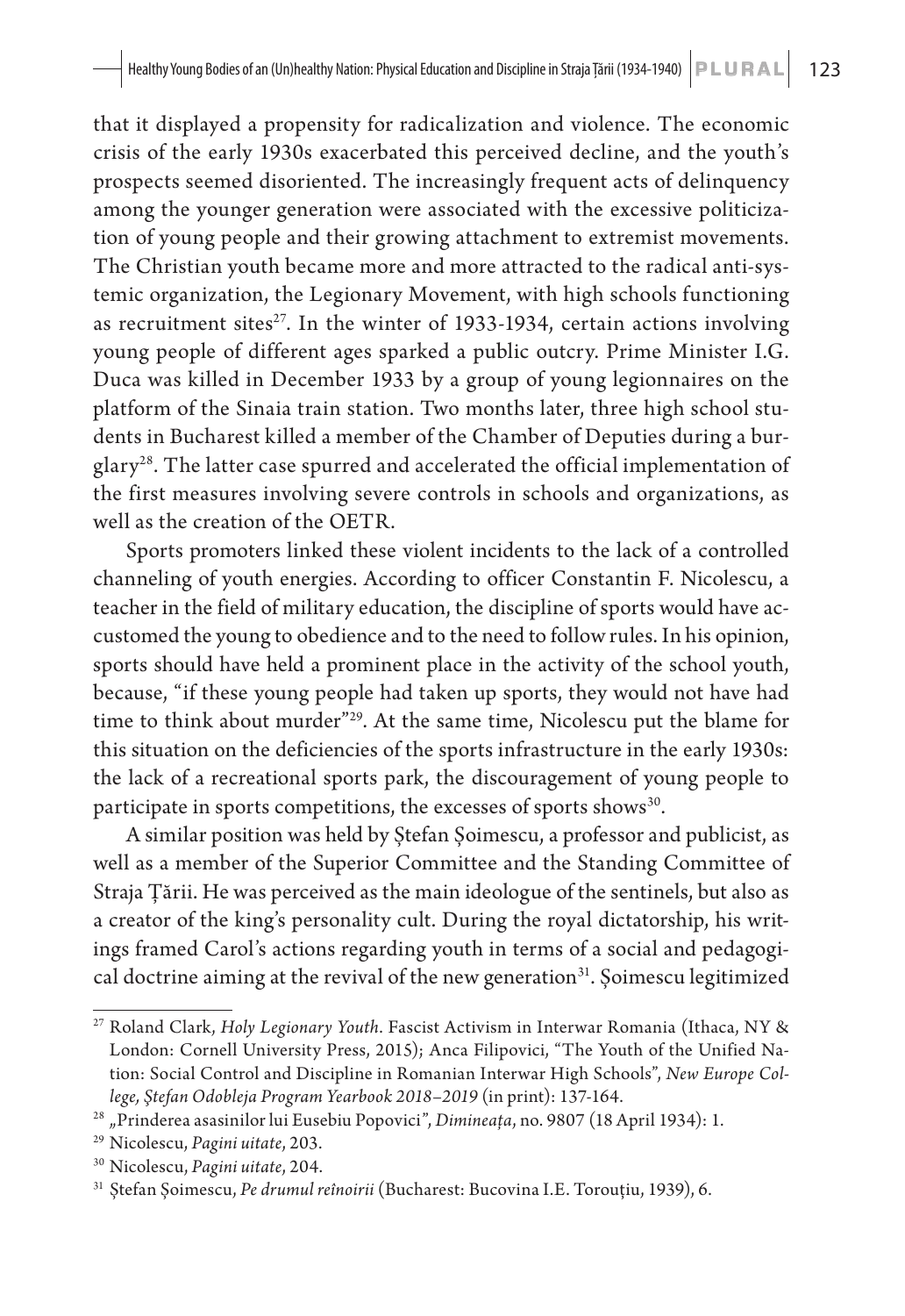that it displayed a propensity for radicalization and violence. The economic crisis of the early 1930s exacerbated this perceived decline, and the youth's prospects seemed disoriented. The increasingly frequent acts of delinquency among the younger generation were associated with the excessive politicization of young people and their growing attachment to extremist movements. The Christian youth became more and more attracted to the radical anti-systemic organization, the Legionary Movement, with high schools functioning as recruitment sites[27]. In the winter of 1933-1934, certain actions involving young people of different ages sparked a public outcry. Prime Minister I.G. Duca was killed in December 1933 by a group of young legionnaires on the platform of the Sinaia train station. Two months later, three high school students in Bucharest killed a member of the Chamber of Deputies during a burglary[28]. The latter case spurred and accelerated the official implementation of the first measures involving severe controls in schools and organizations, as well as the creation of the OETR.

Sports promoters linked these violent incidents to the lack of a controlled channeling of youth energies. According to officer Constantin F. Nicolescu, a teacher in the field of military education, the discipline of sports would have accustomed the young to obedience and to the need to follow rules. In his opinion, sports should have held a prominent place in the activity of the school youth, because, "if these young people had taken up sports, they would not have had time to think about murder"[29]. At the same time, Nicolescu put the blame for this situation on the deficiencies of the sports infrastructure in the early 1930s: the lack of a recreational sports park, the discouragement of young people to participate in sports competitions, the excesses of sports shows[30].

A similar position was held by Ștefan Șoimescu, a professor and publicist, as well as a member of the Superior Committee and the Standing Committee of Straja Țării. He was perceived as the main ideologue of the sentinels, but also as a creator of the king's personality cult. During the royal dictatorship, his writings framed Carol's actions regarding youth in terms of a social and pedagogical doctrine aiming at the revival of the new generation[31]. Șoimescu legitimized

---

[27] Roland Clark, *Holy Legionary Youth*. Fascist Activism in Interwar Romania (Ithaca, NY & London: Cornell University Press, 2015); Anca Filipovici, "The Youth of the Unified Nation: Social Control and Discipline in Romanian Interwar High Schools", *New Europe College, Ștefan Odobleja Program Yearbook 2018–2019* (in print): 137-164.

[28] „Prinderea asasinilor lui Eusebiu Popovici", *Dimineața*, no. 9807 (18 April 1934): 1.

[29] Nicolescu, *Pagini uitate*, 203.

[30] Nicolescu, *Pagini uitate*, 204.

[31] Ștefan Șoimescu, *Pe drumul reînoirii* (Bucharest: Bucovina I.E. Torouțiu, 1939), 6.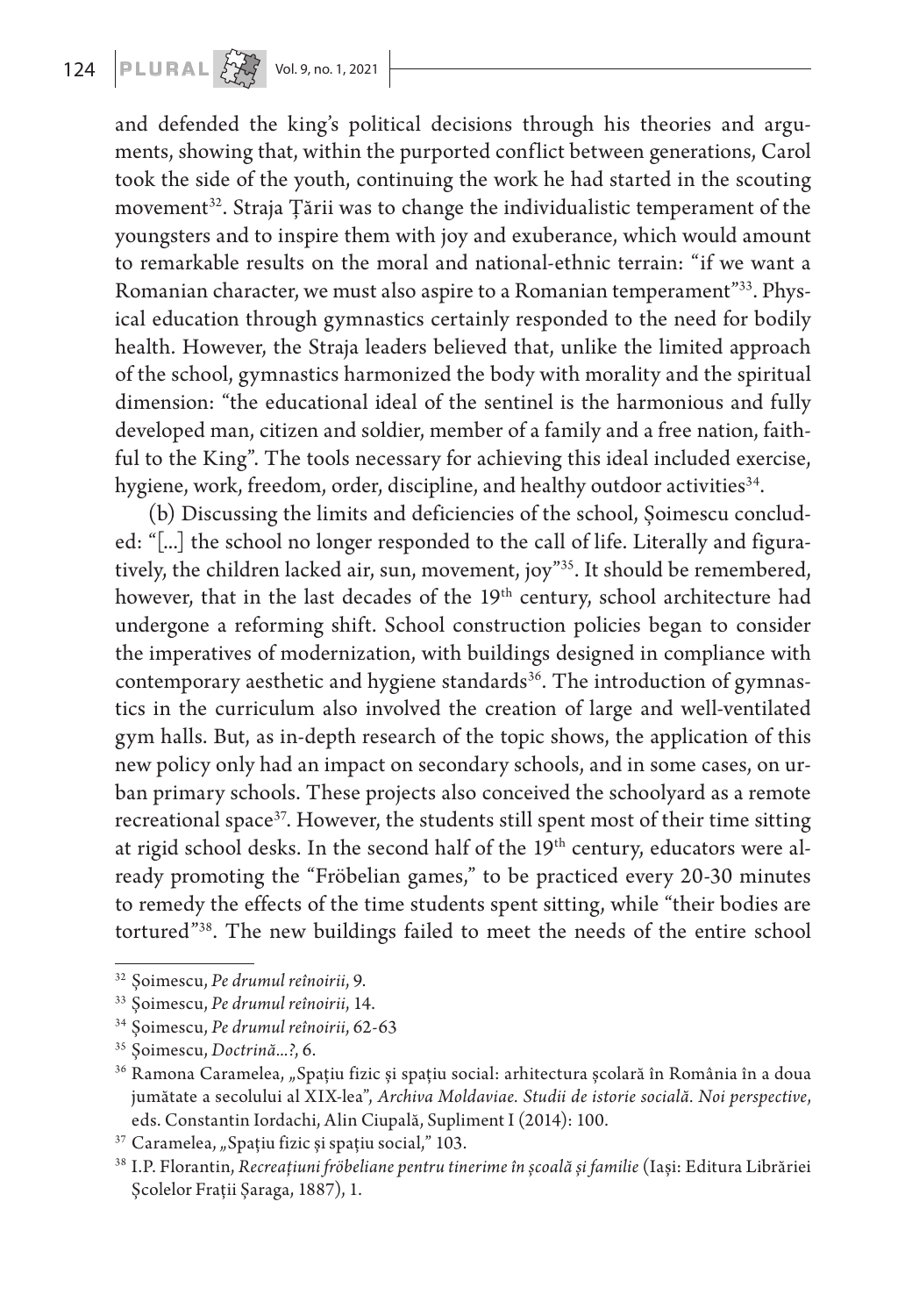and defended the king's political decisions through his theories and arguments, showing that, within the purported conflict between generations, Carol took the side of the youth, continuing the work he had started in the scouting movement[32]. Straja Țării was to change the individualistic temperament of the youngsters and to inspire them with joy and exuberance, which would amount to remarkable results on the moral and national-ethnic terrain: "if we want a Romanian character, we must also aspire to a Romanian temperament"[33]. Physical education through gymnastics certainly responded to the need for bodily health. However, the Straja leaders believed that, unlike the limited approach of the school, gymnastics harmonized the body with morality and the spiritual dimension: "the educational ideal of the sentinel is the harmonious and fully developed man, citizen and soldier, member of a family and a free nation, faithful to the King". The tools necessary for achieving this ideal included exercise, hygiene, work, freedom, order, discipline, and healthy outdoor activities[34].

(b) Discussing the limits and deficiencies of the school, Șoimescu concluded: "[...] the school no longer responded to the call of life. Literally and figuratively, the children lacked air, sun, movement, joy"[35]. It should be remembered, however, that in the last decades of the 19th century, school architecture had undergone a reforming shift. School construction policies began to consider the imperatives of modernization, with buildings designed in compliance with contemporary aesthetic and hygiene standards[36]. The introduction of gymnastics in the curriculum also involved the creation of large and well-ventilated gym halls. But, as in-depth research of the topic shows, the application of this new policy only had an impact on secondary schools, and in some cases, on urban primary schools. These projects also conceived the schoolyard as a remote recreational space[37]. However, the students still spent most of their time sitting at rigid school desks. In the second half of the 19th century, educators were already promoting the "Fröbelian games," to be practiced every 20-30 minutes to remedy the effects of the time students spent sitting, while "their bodies are tortured"[38]. The new buildings failed to meet the needs of the entire school

---

[32] Șoimescu, *Pe drumul reînoirii*, 9.

[33] Șoimescu, *Pe drumul reînoirii*, 14.

[34] Șoimescu, *Pe drumul reînoirii*, 62-63

[35] Șoimescu, *Doctrină...?*, 6.

[36] Ramona Caramelea, „Spațiu fizic și spațiu social: arhitectura școlară în România în a doua jumătate a secolului al XIX-lea", *Archiva Moldaviae. Studii de istorie socială. Noi perspective*, eds. Constantin Iordachi, Alin Ciupală, Supliment I (2014): 100.

[37] Caramelea, „Spațiu fizic și spațiu social," 103.

[38] I.P. Florantin, *Recreațiuni fröbeliane pentru tinerime în școală și familie* (Iași: Editura Librăriei Școlelor Frații Șaraga, 1887), 1.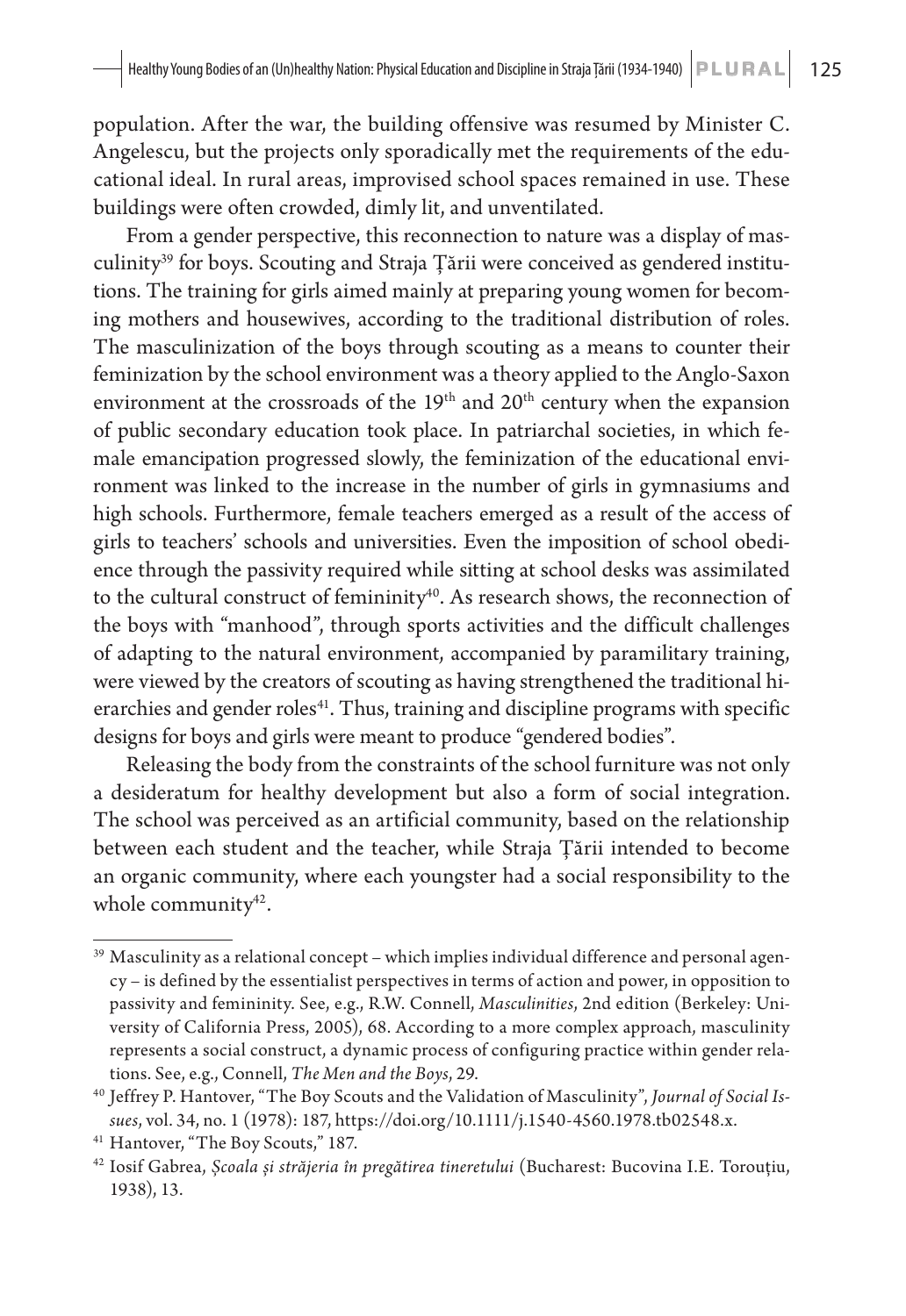population. After the war, the building offensive was resumed by Minister C. Angelescu, but the projects only sporadically met the requirements of the educational ideal. In rural areas, improvised school spaces remained in use. These buildings were often crowded, dimly lit, and unventilated.

From a gender perspective, this reconnection to nature was a display of masculinity[39] for boys. Scouting and Straja Țării were conceived as gendered institutions. The training for girls aimed mainly at preparing young women for becoming mothers and housewives, according to the traditional distribution of roles. The masculinization of the boys through scouting as a means to counter their feminization by the school environment was a theory applied to the Anglo-Saxon environment at the crossroads of the 19th and 20th century when the expansion of public secondary education took place. In patriarchal societies, in which female emancipation progressed slowly, the feminization of the educational environment was linked to the increase in the number of girls in gymnasiums and high schools. Furthermore, female teachers emerged as a result of the access of girls to teachers' schools and universities. Even the imposition of school obedience through the passivity required while sitting at school desks was assimilated to the cultural construct of femininity[40]. As research shows, the reconnection of the boys with "manhood", through sports activities and the difficult challenges of adapting to the natural environment, accompanied by paramilitary training, were viewed by the creators of scouting as having strengthened the traditional hierarchies and gender roles[41]. Thus, training and discipline programs with specific designs for boys and girls were meant to produce "gendered bodies".

Releasing the body from the constraints of the school furniture was not only a desideratum for healthy development but also a form of social integration. The school was perceived as an artificial community, based on the relationship between each student and the teacher, while Straja Țării intended to become an organic community, where each youngster had a social responsibility to the whole community[42].

---

[39] Masculinity as a relational concept – which implies individual difference and personal agency – is defined by the essentialist perspectives in terms of action and power, in opposition to passivity and femininity. See, e.g., R.W. Connell, *Masculinities*, 2nd edition (Berkeley: University of California Press, 2005), 68. According to a more complex approach, masculinity represents a social construct, a dynamic process of configuring practice within gender relations. See, e.g., Connell, *The Men and the Boys*, 29.

[40] Jeffrey P. Hantover, "The Boy Scouts and the Validation of Masculinity", *Journal of Social Issues*, vol. 34, no. 1 (1978): 187, https://doi.org/10.1111/j.1540-4560.1978.tb02548.x.

[41] Hantover, "The Boy Scouts," 187.

[42] Iosif Gabrea, *Școala și străjeria în pregătirea tineretului* (Bucharest: Bucovina I.E. Torouțiu, 1938), 13.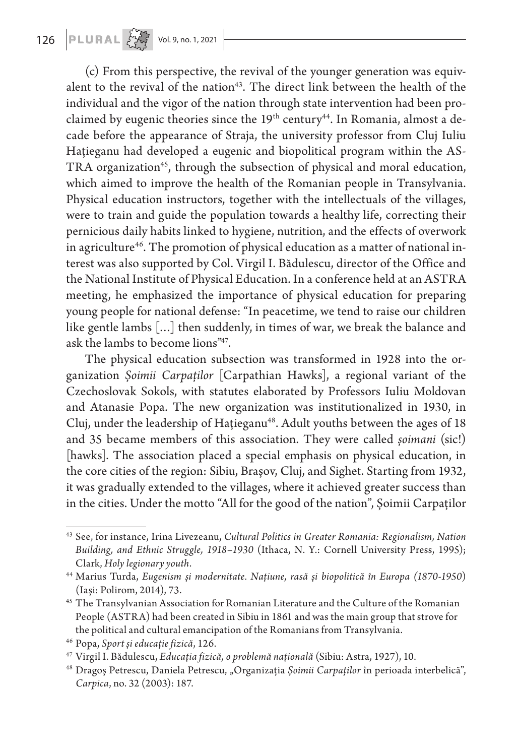(c) From this perspective, the revival of the younger generation was equivalent to the revival of the nation[43]. The direct link between the health of the individual and the vigor of the nation through state intervention had been proclaimed by eugenic theories since the 19th century[44]. In Romania, almost a decade before the appearance of Straja, the university professor from Cluj Iuliu Hațieganu had developed a eugenic and biopolitical program within the ASTRA organization[45], through the subsection of physical and moral education, which aimed to improve the health of the Romanian people in Transylvania. Physical education instructors, together with the intellectuals of the villages, were to train and guide the population towards a healthy life, correcting their pernicious daily habits linked to hygiene, nutrition, and the effects of overwork in agriculture[46]. The promotion of physical education as a matter of national interest was also supported by Col. Virgil I. Bădulescu, director of the Office and the National Institute of Physical Education. In a conference held at an ASTRA meeting, he emphasized the importance of physical education for preparing young people for national defense: "In peacetime, we tend to raise our children like gentle lambs [...] then suddenly, in times of war, we break the balance and ask the lambs to become lions"[47].

The physical education subsection was transformed in 1928 into the organization *Șoimii Carpaților* [Carpathian Hawks], a regional variant of the Czechoslovak Sokols, with statutes elaborated by Professors Iuliu Moldovan and Atanasie Popa. The new organization was institutionalized in 1930, in Cluj, under the leadership of Hațieganu[48]. Adult youths between the ages of 18 and 35 became members of this association. They were called *șoimani* (sic!) [hawks]. The association placed a special emphasis on physical education, in the core cities of the region: Sibiu, Brașov, Cluj, and Sighet. Starting from 1932, it was gradually extended to the villages, where it achieved greater success than in the cities. Under the motto "All for the good of the nation", Șoimii Carpaților

---

[43] See, for instance, Irina Livezeanu, *Cultural Politics in Greater Romania: Regionalism, Nation Building, and Ethnic Struggle, 1918–1930* (Ithaca, N. Y.: Cornell University Press, 1995); Clark, *Holy legionary youth*.

[44] Marius Turda, *Eugenism și modernitate. Națiune, rasă și biopolitică în Europa (1870-1950)* (Iași: Polirom, 2014), 73.

[45] The Transylvanian Association for Romanian Literature and the Culture of the Romanian People (ASTRA) had been created in Sibiu in 1861 and was the main group that strove for the political and cultural emancipation of the Romanians from Transylvania.

[46] Popa, *Sport și educație fizică*, 126.

[47] Virgil I. Bădulescu, *Educația fizică, o problemă națională* (Sibiu: Astra, 1927), 10.

[48] Dragoș Petrescu, Daniela Petrescu, „Organizația *Șoimii Carpaților* în perioada interbelică", *Carpica*, no. 32 (2003): 187.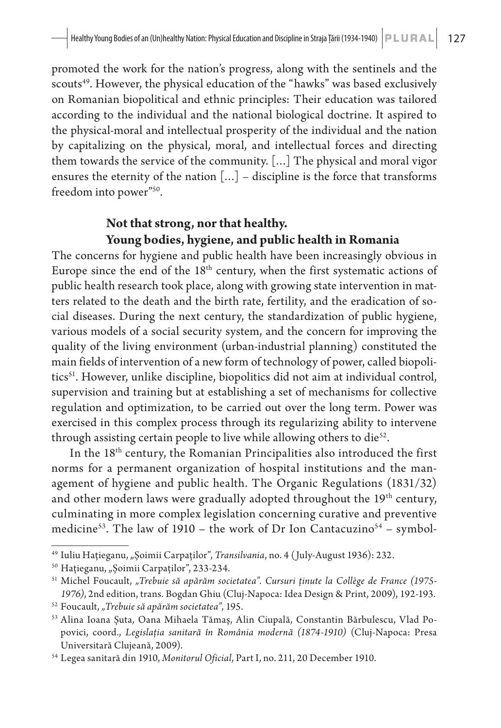promoted the work for the nation's progress, along with the sentinels and the scouts[49]. However, the physical education of the "hawks" was based exclusively on Romanian biopolitical and ethnic principles: Their education was tailored according to the individual and the national biological doctrine. It aspired to the physical-moral and intellectual prosperity of the individual and the nation by capitalizing on the physical, moral, and intellectual forces and directing them towards the service of the community. [...] The physical and moral vigor ensures the eternity of the nation [...] – discipline is the force that transforms freedom into power"[50].

## Not that strong, nor that healthy. Young bodies, hygiene, and public health in Romania

The concerns for hygiene and public health have been increasingly obvious in Europe since the end of the 18th century, when the first systematic actions of public health research took place, along with growing state intervention in matters related to the death and the birth rate, fertility, and the eradication of social diseases. During the next century, the standardization of public hygiene, various models of a social security system, and the concern for improving the quality of the living environment (urban-industrial planning) constituted the main fields of intervention of a new form of technology of power, called biopolitics[51]. However, unlike discipline, biopolitics did not aim at individual control, supervision and training but at establishing a set of mechanisms for collective regulation and optimization, to be carried out over the long term. Power was exercised in this complex process through its regularizing ability to intervene through assisting certain people to live while allowing others to die[52].

In the 18th century, the Romanian Principalities also introduced the first norms for a permanent organization of hospital institutions and the management of hygiene and public health. The Organic Regulations (1831/32) and other modern laws were gradually adopted throughout the 19th century, culminating in more complex legislation concerning curative and preventive medicine[53]. The law of 1910 – the work of Dr Ion Cantacuzino[54] – symbol-

---

[49] Iuliu Hațieganu, „Șoimii Carpaților", *Transilvania*, no. 4 (July-August 1936): 232.

[50] Hațieganu, „Șoimii Carpaților", 233-234.

[51] Michel Foucault, *„Trebuie să apărăm societatea". Cursuri ținute la Collège de France (1975-1976)*, 2nd edition, trans. Bogdan Ghiu (Cluj-Napoca: Idea Design & Print, 2009), 192-193.

[52] Foucault, *„Trebuie să apărăm societatea"*, 195.

[53] Alina Ioana Șuta, Oana Mihaela Tămaș, Alin Ciupală, Constantin Bărbulescu, Vlad Popovici, coord., *Legislația sanitară în România modernă (1874-1910)* (Cluj-Napoca: Presa Universitară Clujeană, 2009).

[54] Legea sanitară din 1910, *Monitorul Oficial*, Part I, no. 211, 20 December 1910.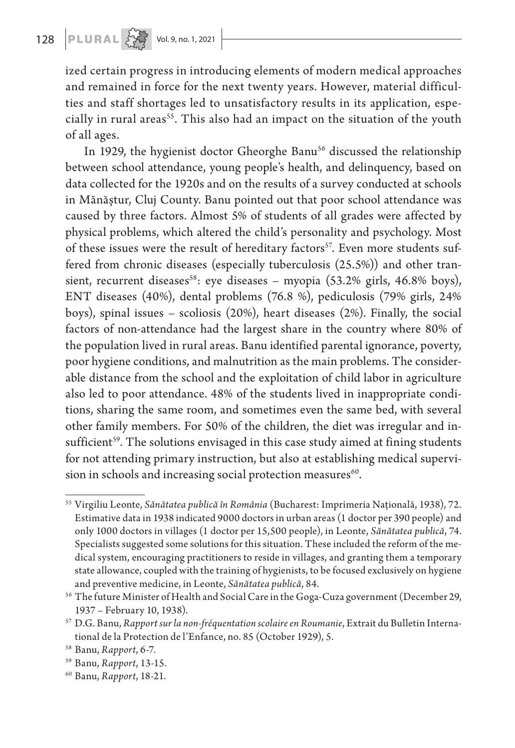ized certain progress in introducing elements of modern medical approaches and remained in force for the next twenty years. However, material difficulties and staff shortages led to unsatisfactory results in its application, especially in rural areas[55]. This also had an impact on the situation of the youth of all ages.

In 1929, the hygienist doctor Gheorghe Banu[56] discussed the relationship between school attendance, young people's health, and delinquency, based on data collected for the 1920s and on the results of a survey conducted at schools in Mănăștur, Cluj County. Banu pointed out that poor school attendance was caused by three factors. Almost 5% of students of all grades were affected by physical problems, which altered the child's personality and psychology. Most of these issues were the result of hereditary factors[57]. Even more students suffered from chronic diseases (especially tuberculosis (25.5%)) and other transient, recurrent diseases[58]: eye diseases – myopia (53.2% girls, 46.8% boys), ENT diseases (40%), dental problems (76.8 %), pediculosis (79% girls, 24% boys), spinal issues – scoliosis (20%), heart diseases (2%). Finally, the social factors of non-attendance had the largest share in the country where 80% of the population lived in rural areas. Banu identified parental ignorance, poverty, poor hygiene conditions, and malnutrition as the main problems. The considerable distance from the school and the exploitation of child labor in agriculture also led to poor attendance. 48% of the students lived in inappropriate conditions, sharing the same room, and sometimes even the same bed, with several other family members. For 50% of the children, the diet was irregular and insufficient[59]. The solutions envisaged in this case study aimed at fining students for not attending primary instruction, but also at establishing medical supervision in schools and increasing social protection measures[60].

---

[55] Virgiliu Leonte, *Sănătatea publică în România* (Bucharest: Imprimeria Națională, 1938), 72. Estimative data in 1938 indicated 9000 doctors in urban areas (1 doctor per 390 people) and only 1000 doctors in villages (1 doctor per 15,500 people), in Leonte, *Sănătatea publică*, 74. Specialists suggested some solutions for this situation. These included the reform of the medical system, encouraging practitioners to reside in villages, and granting them a temporary state allowance, coupled with the training of hygienists, to be focused exclusively on hygiene and preventive medicine, in Leonte, *Sănătatea publică*, 84.

[56] The future Minister of Health and Social Care in the Goga-Cuza government (December 29, 1937 – February 10, 1938).

[57] D.G. Banu, *Rapport sur la non-fréquentation scolaire en Roumanie*, Extrait du Bulletin International de la Protection de l'Enfance, no. 85 (October 1929), 5.

[58] Banu, *Rapport*, 6-7.

[59] Banu, *Rapport*, 13-15.

[60] Banu, *Rapport*, 18-21.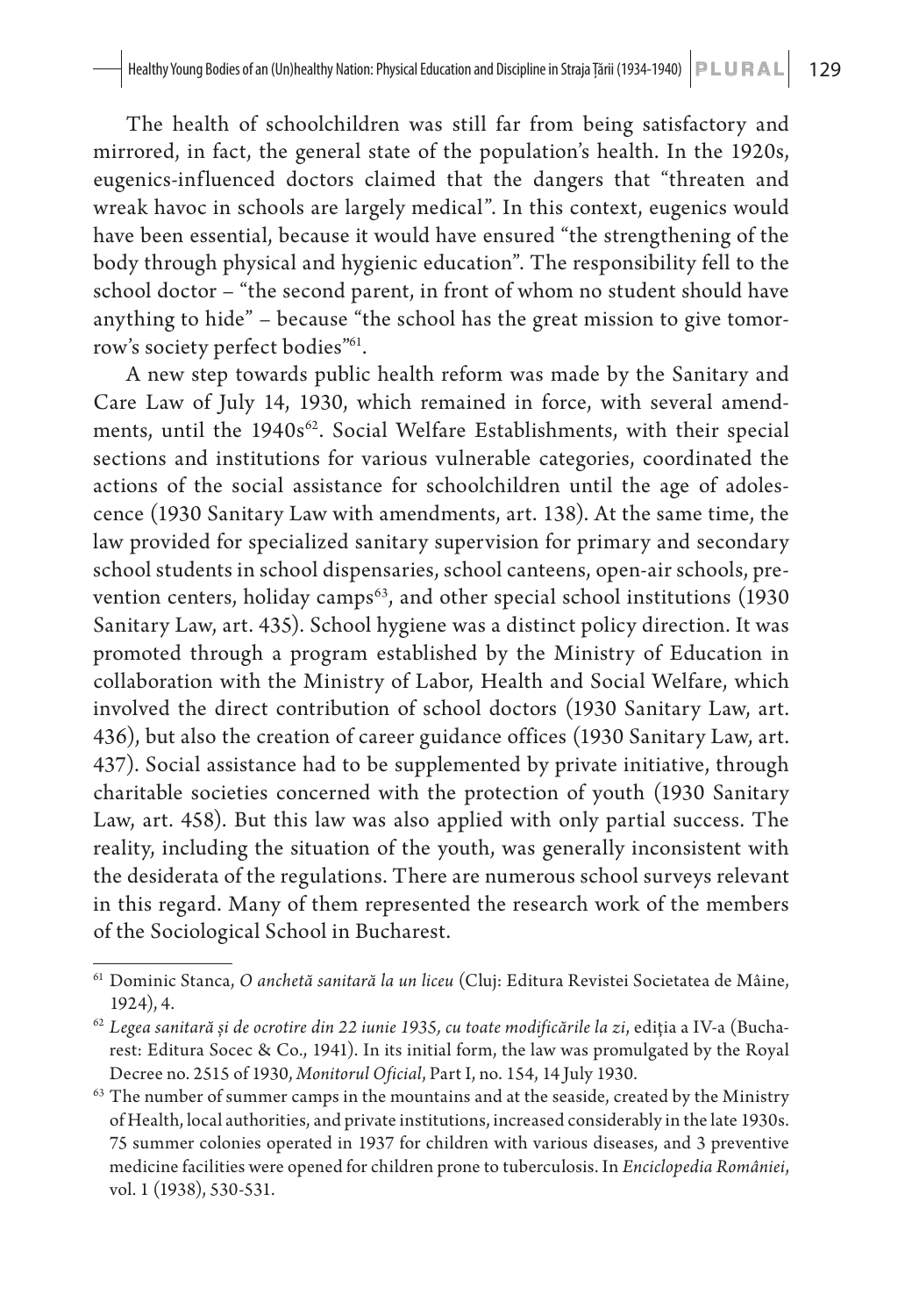The health of schoolchildren was still far from being satisfactory and mirrored, in fact, the general state of the population's health. In the 1920s, eugenics-influenced doctors claimed that the dangers that "threaten and wreak havoc in schools are largely medical". In this context, eugenics would have been essential, because it would have ensured "the strengthening of the body through physical and hygienic education". The responsibility fell to the school doctor – "the second parent, in front of whom no student should have anything to hide" – because "the school has the great mission to give tomorrow's society perfect bodies"[61].

A new step towards public health reform was made by the Sanitary and Care Law of July 14, 1930, which remained in force, with several amendments, until the 1940s[62]. Social Welfare Establishments, with their special sections and institutions for various vulnerable categories, coordinated the actions of the social assistance for schoolchildren until the age of adolescence (1930 Sanitary Law with amendments, art. 138). At the same time, the law provided for specialized sanitary supervision for primary and secondary school students in school dispensaries, school canteens, open-air schools, prevention centers, holiday camps[63], and other special school institutions (1930 Sanitary Law, art. 435). School hygiene was a distinct policy direction. It was promoted through a program established by the Ministry of Education in collaboration with the Ministry of Labor, Health and Social Welfare, which involved the direct contribution of school doctors (1930 Sanitary Law, art. 436), but also the creation of career guidance offices (1930 Sanitary Law, art. 437). Social assistance had to be supplemented by private initiative, through charitable societies concerned with the protection of youth (1930 Sanitary Law, art. 458). But this law was also applied with only partial success. The reality, including the situation of the youth, was generally inconsistent with the desiderata of the regulations. There are numerous school surveys relevant in this regard. Many of them represented the research work of the members of the Sociological School in Bucharest.

---

[61] Dominic Stanca, *O anchetă sanitară la un liceu* (Cluj: Editura Revistei Societatea de Mâine, 1924), 4.

[62] *Legea sanitară și de ocrotire din 22 iunie 1935, cu toate modificările la zi*, ediția a IV-a (Bucharest: Editura Socec & Co., 1941). In its initial form, the law was promulgated by the Royal Decree no. 2515 of 1930, *Monitorul Oficial*, Part I, no. 154, 14 July 1930.

[63] The number of summer camps in the mountains and at the seaside, created by the Ministry of Health, local authorities, and private institutions, increased considerably in the late 1930s. 75 summer colonies operated in 1937 for children with various diseases, and 3 preventive medicine facilities were opened for children prone to tuberculosis. In *Enciclopedia României*, vol. 1 (1938), 530-531.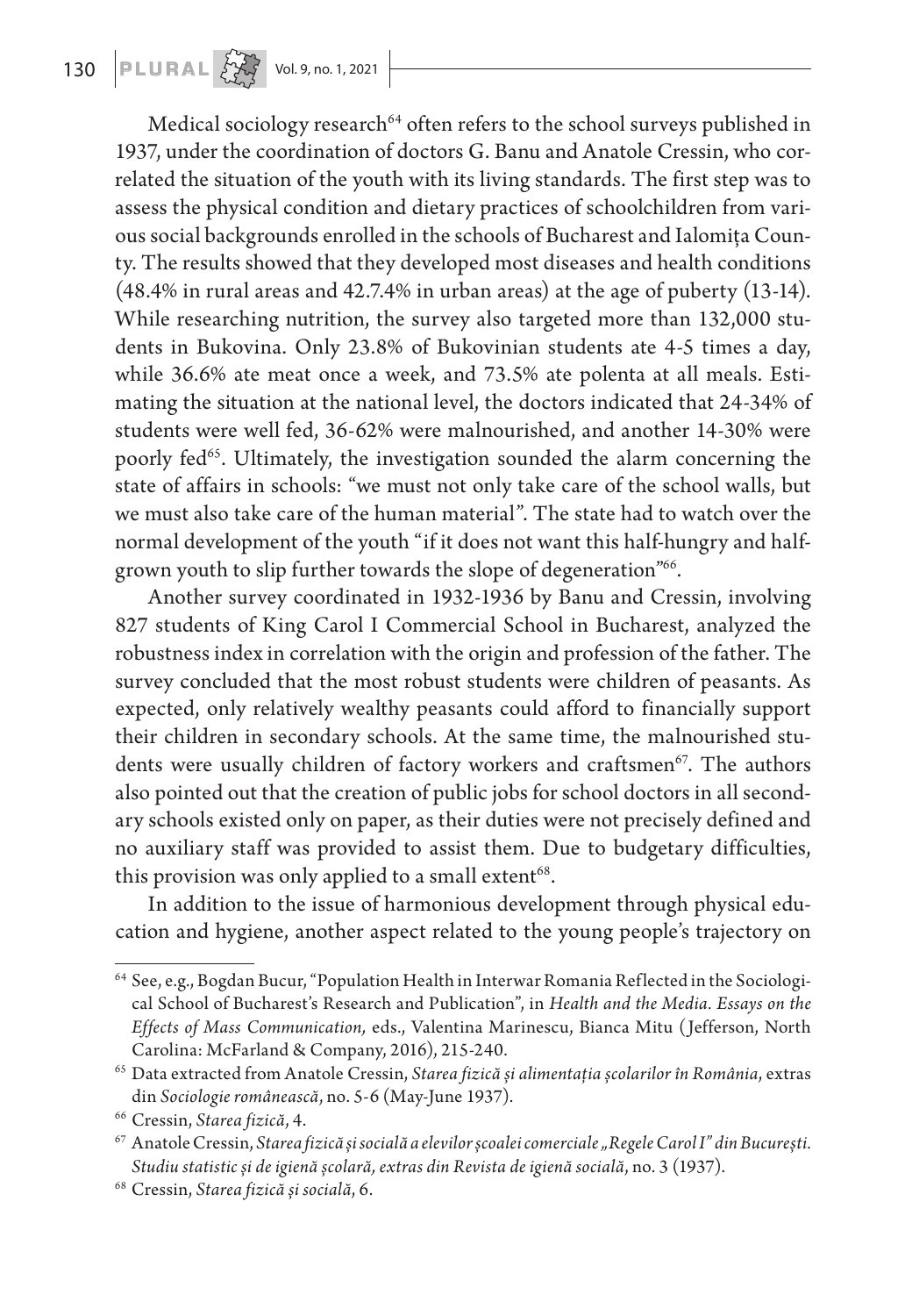Medical sociology research[64] often refers to the school surveys published in 1937, under the coordination of doctors G. Banu and Anatole Cressin, who correlated the situation of the youth with its living standards. The first step was to assess the physical condition and dietary practices of schoolchildren from various social backgrounds enrolled in the schools of Bucharest and Ialomița County. The results showed that they developed most diseases and health conditions (48.4% in rural areas and 42.7.4% in urban areas) at the age of puberty (13-14). While researching nutrition, the survey also targeted more than 132,000 students in Bukovina. Only 23.8% of Bukovinian students ate 4-5 times a day, while 36.6% ate meat once a week, and 73.5% ate polenta at all meals. Estimating the situation at the national level, the doctors indicated that 24-34% of students were well fed, 36-62% were malnourished, and another 14-30% were poorly fed[65]. Ultimately, the investigation sounded the alarm concerning the state of affairs in schools: "we must not only take care of the school walls, but we must also take care of the human material". The state had to watch over the normal development of the youth "if it does not want this half-hungry and half-grown youth to slip further towards the slope of degeneration"[66].

Another survey coordinated in 1932-1936 by Banu and Cressin, involving 827 students of King Carol I Commercial School in Bucharest, analyzed the robustness index in correlation with the origin and profession of the father. The survey concluded that the most robust students were children of peasants. As expected, only relatively wealthy peasants could afford to financially support their children in secondary schools. At the same time, the malnourished students were usually children of factory workers and craftsmen[67]. The authors also pointed out that the creation of public jobs for school doctors in all secondary schools existed only on paper, as their duties were not precisely defined and no auxiliary staff was provided to assist them. Due to budgetary difficulties, this provision was only applied to a small extent[68].

In addition to the issue of harmonious development through physical education and hygiene, another aspect related to the young people's trajectory on

---

[64] See, e.g., Bogdan Bucur, "Population Health in Interwar Romania Reflected in the Sociological School of Bucharest's Research and Publication", in *Health and the Media. Essays on the Effects of Mass Communication,* eds., Valentina Marinescu, Bianca Mitu (Jefferson, North Carolina: McFarland & Company, 2016), 215-240.

[65] Data extracted from Anatole Cressin, *Starea fizică și alimentația școlarilor în România*, extras din *Sociologie românească*, no. 5-6 (May-June 1937).

[66] Cressin, *Starea fizică*, 4.

[67] Anatole Cressin, *Starea fizică și socială a elevilor școalei comerciale „Regele Carol I" din București. Studiu statistic și de igienă școlară, extras din Revista de igienă socială*, no. 3 (1937).

[68] Cressin, *Starea fizică și socială*, 6.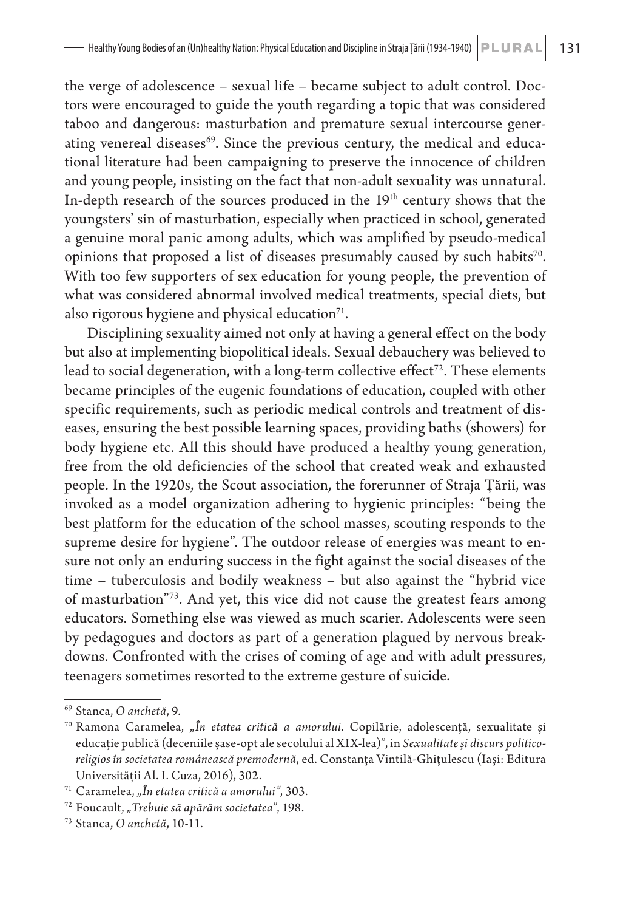the verge of adolescence – sexual life – became subject to adult control. Doctors were encouraged to guide the youth regarding a topic that was considered taboo and dangerous: masturbation and premature sexual intercourse generating venereal diseases[69]. Since the previous century, the medical and educational literature had been campaigning to preserve the innocence of children and young people, insisting on the fact that non-adult sexuality was unnatural. In-depth research of the sources produced in the 19th century shows that the youngsters' sin of masturbation, especially when practiced in school, generated a genuine moral panic among adults, which was amplified by pseudo-medical opinions that proposed a list of diseases presumably caused by such habits[70]. With too few supporters of sex education for young people, the prevention of what was considered abnormal involved medical treatments, special diets, but also rigorous hygiene and physical education[71].

Disciplining sexuality aimed not only at having a general effect on the body but also at implementing biopolitical ideals. Sexual debauchery was believed to lead to social degeneration, with a long-term collective effect[72]. These elements became principles of the eugenic foundations of education, coupled with other specific requirements, such as periodic medical controls and treatment of diseases, ensuring the best possible learning spaces, providing baths (showers) for body hygiene etc. All this should have produced a healthy young generation, free from the old deficiencies of the school that created weak and exhausted people. In the 1920s, the Scout association, the forerunner of Straja Țării, was invoked as a model organization adhering to hygienic principles: "being the best platform for the education of the school masses, scouting responds to the supreme desire for hygiene". The outdoor release of energies was meant to ensure not only an enduring success in the fight against the social diseases of the time – tuberculosis and bodily weakness – but also against the "hybrid vice of masturbation"[73]. And yet, this vice did not cause the greatest fears among educators. Something else was viewed as much scarier. Adolescents were seen by pedagogues and doctors as part of a generation plagued by nervous breakdowns. Confronted with the crises of coming of age and with adult pressures, teenagers sometimes resorted to the extreme gesture of suicide.

---

[69] Stanca, *O anchetă*, 9.

[70] Ramona Caramelea, *„În etatea critică a amorului*. Copilărie, adolescență, sexualitate și educație publică (deceniile șase-opt ale secolului al XIX-lea)", in *Sexualitate și discurs politico-religios în societatea românească premodernă*, ed. Constanța Vintilă-Ghițulescu (Iași: Editura Universității Al. I. Cuza, 2016), 302.

[71] Caramelea, *„În etatea critică a amorului"*, 303.

[72] Foucault, *„Trebuie să apărăm societatea"*, 198.

[73] Stanca, *O anchetă*, 10-11.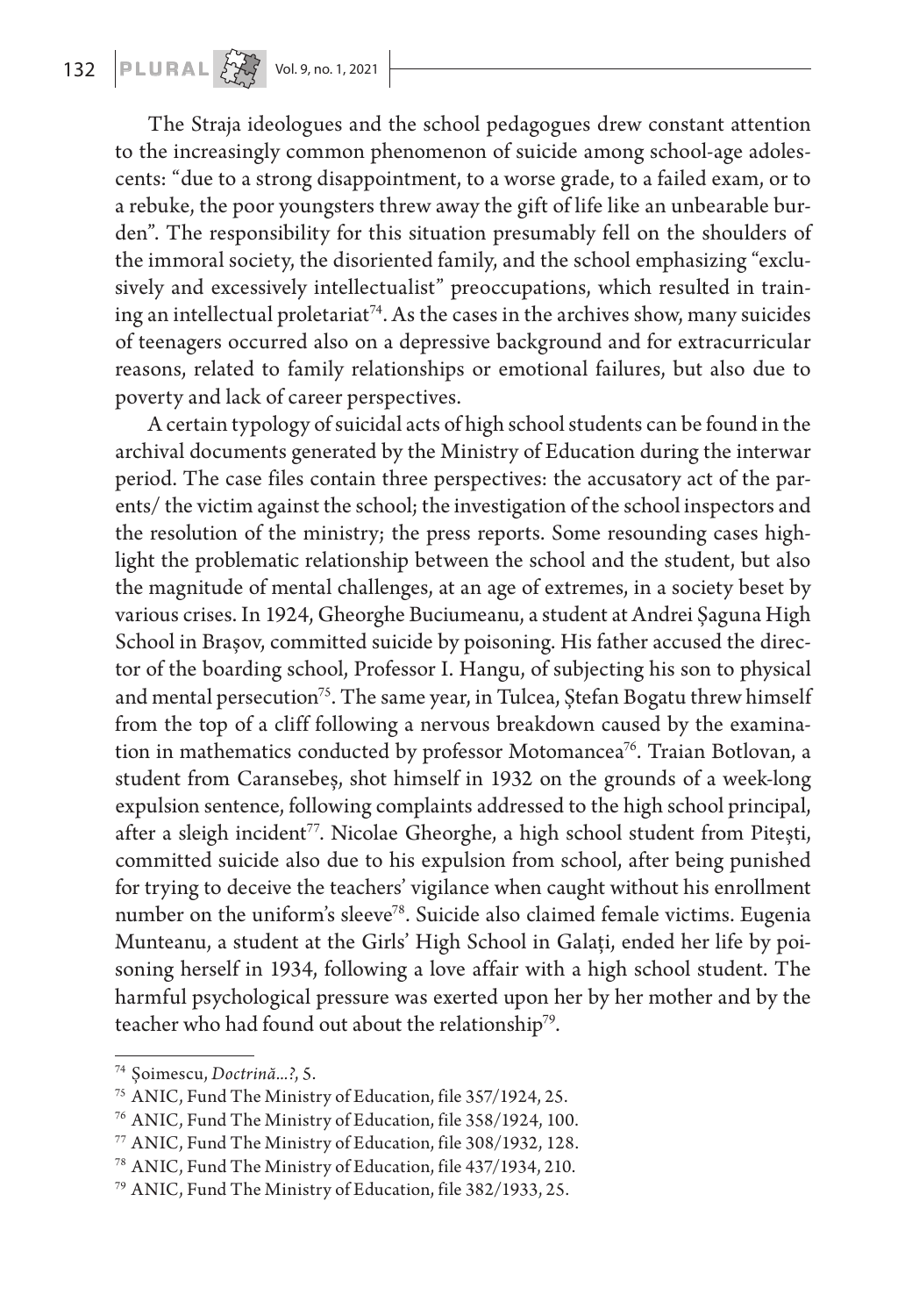The Straja ideologues and the school pedagogues drew constant attention to the increasingly common phenomenon of suicide among school-age adolescents: "due to a strong disappointment, to a worse grade, to a failed exam, or to a rebuke, the poor youngsters threw away the gift of life like an unbearable burden". The responsibility for this situation presumably fell on the shoulders of the immoral society, the disoriented family, and the school emphasizing "exclusively and excessively intellectualist" preoccupations, which resulted in training an intellectual proletariat[74]. As the cases in the archives show, many suicides of teenagers occurred also on a depressive background and for extracurricular reasons, related to family relationships or emotional failures, but also due to poverty and lack of career perspectives.

A certain typology of suicidal acts of high school students can be found in the archival documents generated by the Ministry of Education during the interwar period. The case files contain three perspectives: the accusatory act of the parents/ the victim against the school; the investigation of the school inspectors and the resolution of the ministry; the press reports. Some resounding cases highlight the problematic relationship between the school and the student, but also the magnitude of mental challenges, at an age of extremes, in a society beset by various crises. In 1924, Gheorghe Buciumeanu, a student at Andrei Șaguna High School in Brașov, committed suicide by poisoning. His father accused the director of the boarding school, Professor I. Hangu, of subjecting his son to physical and mental persecution[75]. The same year, in Tulcea, Ștefan Bogatu threw himself from the top of a cliff following a nervous breakdown caused by the examination in mathematics conducted by professor Motomancea[76]. Traian Botlovan, a student from Caransebeș, shot himself in 1932 on the grounds of a week-long expulsion sentence, following complaints addressed to the high school principal, after a sleigh incident[77]. Nicolae Gheorghe, a high school student from Pitești, committed suicide also due to his expulsion from school, after being punished for trying to deceive the teachers' vigilance when caught without his enrollment number on the uniform's sleeve[78]. Suicide also claimed female victims. Eugenia Munteanu, a student at the Girls' High School in Galați, ended her life by poisoning herself in 1934, following a love affair with a high school student. The harmful psychological pressure was exerted upon her by her mother and by the teacher who had found out about the relationship[79].

---

[74] Șoimescu, *Doctrină...?*, 5.

[75] ANIC, Fund The Ministry of Education, file 357/1924, 25.

[76] ANIC, Fund The Ministry of Education, file 358/1924, 100.

[77] ANIC, Fund The Ministry of Education, file 308/1932, 128.

[78] ANIC, Fund The Ministry of Education, file 437/1934, 210.

[79] ANIC, Fund The Ministry of Education, file 382/1933, 25.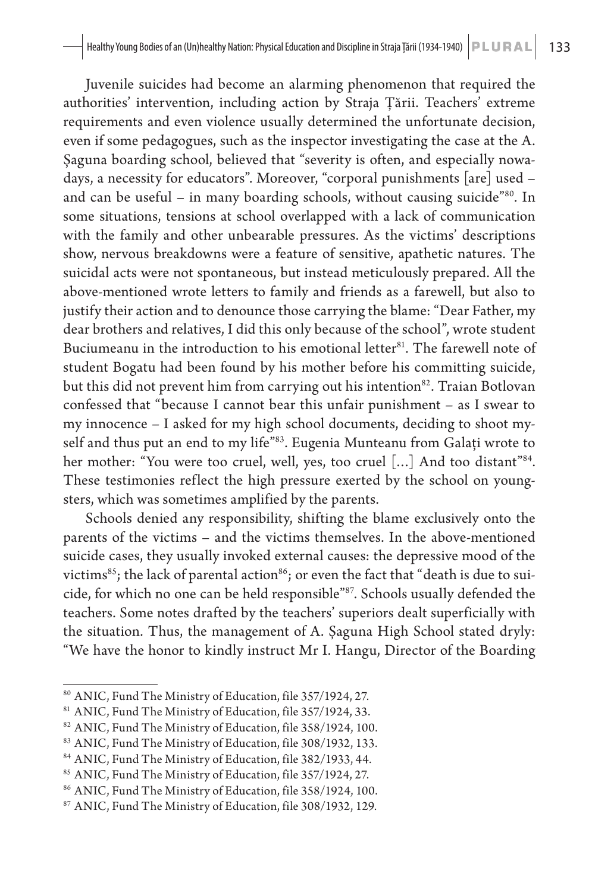Juvenile suicides had become an alarming phenomenon that required the authorities' intervention, including action by Straja Țării. Teachers' extreme requirements and even violence usually determined the unfortunate decision, even if some pedagogues, such as the inspector investigating the case at the A. Șaguna boarding school, believed that "severity is often, and especially nowadays, a necessity for educators". Moreover, "corporal punishments [are] used – and can be useful – in many boarding schools, without causing suicide"[80]. In some situations, tensions at school overlapped with a lack of communication with the family and other unbearable pressures. As the victims' descriptions show, nervous breakdowns were a feature of sensitive, apathetic natures. The suicidal acts were not spontaneous, but instead meticulously prepared. All the above-mentioned wrote letters to family and friends as a farewell, but also to justify their action and to denounce those carrying the blame: "Dear Father, my dear brothers and relatives, I did this only because of the school", wrote student Buciumeanu in the introduction to his emotional letter[81]. The farewell note of student Bogatu had been found by his mother before his committing suicide, but this did not prevent him from carrying out his intention[82]. Traian Botlovan confessed that "because I cannot bear this unfair punishment – as I swear to my innocence – I asked for my high school documents, deciding to shoot myself and thus put an end to my life"[83]. Eugenia Munteanu from Galați wrote to her mother: "You were too cruel, well, yes, too cruel [...] And too distant"[84]. These testimonies reflect the high pressure exerted by the school on youngsters, which was sometimes amplified by the parents.

Schools denied any responsibility, shifting the blame exclusively onto the parents of the victims – and the victims themselves. In the above-mentioned suicide cases, they usually invoked external causes: the depressive mood of the victims[85]; the lack of parental action[86]; or even the fact that "death is due to suicide, for which no one can be held responsible"[87]. Schools usually defended the teachers. Some notes drafted by the teachers' superiors dealt superficially with the situation. Thus, the management of A. Șaguna High School stated dryly: "We have the honor to kindly instruct Mr I. Hangu, Director of the Boarding

---

[80] ANIC, Fund The Ministry of Education, file 357/1924, 27.

[81] ANIC, Fund The Ministry of Education, file 357/1924, 33.

[82] ANIC, Fund The Ministry of Education, file 358/1924, 100.

[83] ANIC, Fund The Ministry of Education, file 308/1932, 133.

[84] ANIC, Fund The Ministry of Education, file 382/1933, 44.

[85] ANIC, Fund The Ministry of Education, file 357/1924, 27.

[86] ANIC, Fund The Ministry of Education, file 358/1924, 100.

[87] ANIC, Fund The Ministry of Education, file 308/1932, 129.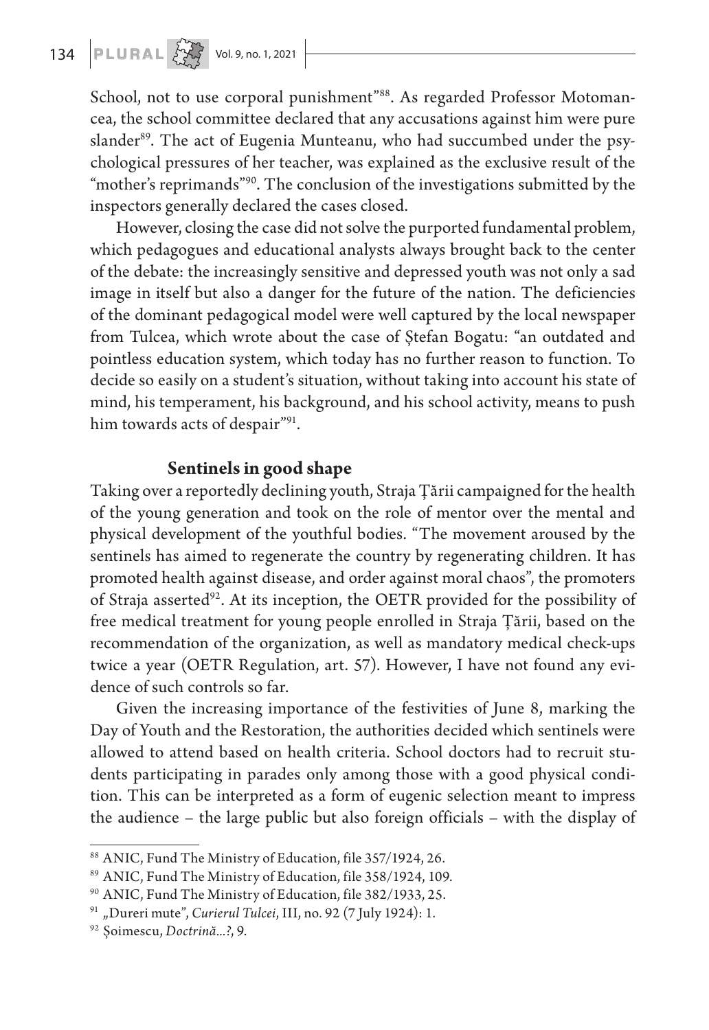School, not to use corporal punishment"[88]. As regarded Professor Motomancea, the school committee declared that any accusations against him were pure slander[89]. The act of Eugenia Munteanu, who had succumbed under the psychological pressures of her teacher, was explained as the exclusive result of the "mother's reprimands"[90]. The conclusion of the investigations submitted by the inspectors generally declared the cases closed.

However, closing the case did not solve the purported fundamental problem, which pedagogues and educational analysts always brought back to the center of the debate: the increasingly sensitive and depressed youth was not only a sad image in itself but also a danger for the future of the nation. The deficiencies of the dominant pedagogical model were well captured by the local newspaper from Tulcea, which wrote about the case of Ștefan Bogatu: "an outdated and pointless education system, which today has no further reason to function. To decide so easily on a student's situation, without taking into account his state of mind, his temperament, his background, and his school activity, means to push him towards acts of despair"[91].

## Sentinels in good shape

Taking over a reportedly declining youth, Straja Țării campaigned for the health of the young generation and took on the role of mentor over the mental and physical development of the youthful bodies. "The movement aroused by the sentinels has aimed to regenerate the country by regenerating children. It has promoted health against disease, and order against moral chaos", the promoters of Straja asserted[92]. At its inception, the OETR provided for the possibility of free medical treatment for young people enrolled in Straja Țării, based on the recommendation of the organization, as well as mandatory medical check-ups twice a year (OETR Regulation, art. 57). However, I have not found any evidence of such controls so far.

Given the increasing importance of the festivities of June 8, marking the Day of Youth and the Restoration, the authorities decided which sentinels were allowed to attend based on health criteria. School doctors had to recruit students participating in parades only among those with a good physical condition. This can be interpreted as a form of eugenic selection meant to impress the audience – the large public but also foreign officials – with the display of

---

[88] ANIC, Fund The Ministry of Education, file 357/1924, 26.

[89] ANIC, Fund The Ministry of Education, file 358/1924, 109.

[90] ANIC, Fund The Ministry of Education, file 382/1933, 25.

[91] „Dureri mute", *Curierul Tulcei*, III, no. 92 (7 July 1924): 1.

[92] Șoimescu, *Doctrină...?*, 9.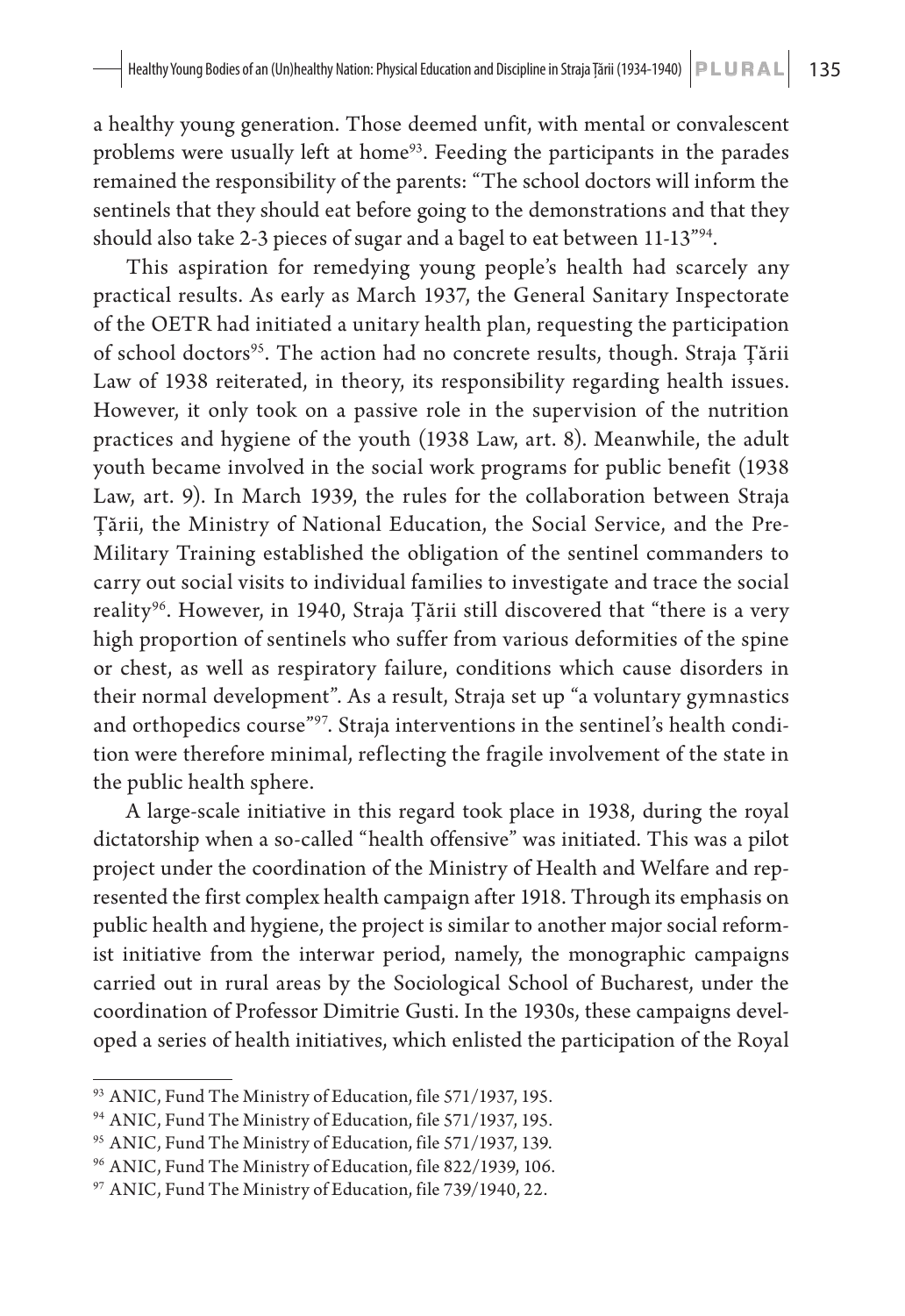a healthy young generation. Those deemed unfit, with mental or convalescent problems were usually left at home[93]. Feeding the participants in the parades remained the responsibility of the parents: "The school doctors will inform the sentinels that they should eat before going to the demonstrations and that they should also take 2-3 pieces of sugar and a bagel to eat between 11-13"[94].

This aspiration for remedying young people's health had scarcely any practical results. As early as March 1937, the General Sanitary Inspectorate of the OETR had initiated a unitary health plan, requesting the participation of school doctors[95]. The action had no concrete results, though. Straja Țării Law of 1938 reiterated, in theory, its responsibility regarding health issues. However, it only took on a passive role in the supervision of the nutrition practices and hygiene of the youth (1938 Law, art. 8). Meanwhile, the adult youth became involved in the social work programs for public benefit (1938 Law, art. 9). In March 1939, the rules for the collaboration between Straja Țării, the Ministry of National Education, the Social Service, and the Pre-Military Training established the obligation of the sentinel commanders to carry out social visits to individual families to investigate and trace the social reality[96]. However, in 1940, Straja Țării still discovered that "there is a very high proportion of sentinels who suffer from various deformities of the spine or chest, as well as respiratory failure, conditions which cause disorders in their normal development". As a result, Straja set up "a voluntary gymnastics and orthopedics course"[97]. Straja interventions in the sentinel's health condition were therefore minimal, reflecting the fragile involvement of the state in the public health sphere.

A large-scale initiative in this regard took place in 1938, during the royal dictatorship when a so-called "health offensive" was initiated. This was a pilot project under the coordination of the Ministry of Health and Welfare and represented the first complex health campaign after 1918. Through its emphasis on public health and hygiene, the project is similar to another major social reformist initiative from the interwar period, namely, the monographic campaigns carried out in rural areas by the Sociological School of Bucharest, under the coordination of Professor Dimitrie Gusti. In the 1930s, these campaigns developed a series of health initiatives, which enlisted the participation of the Royal

---

[93] ANIC, Fund The Ministry of Education, file 571/1937, 195.

[94] ANIC, Fund The Ministry of Education, file 571/1937, 195.

[95] ANIC, Fund The Ministry of Education, file 571/1937, 139.

[96] ANIC, Fund The Ministry of Education, file 822/1939, 106.

[97] ANIC, Fund The Ministry of Education, file 739/1940, 22.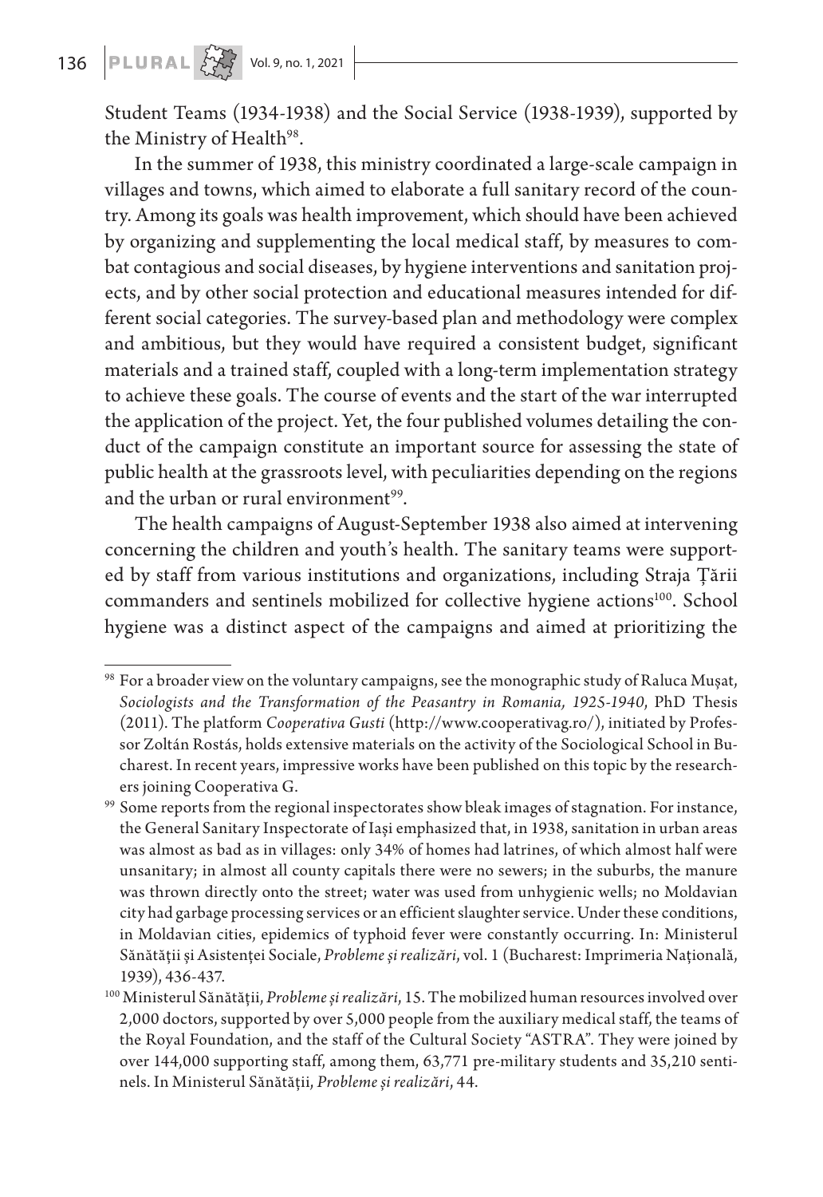Student Teams (1934-1938) and the Social Service (1938-1939), supported by the Ministry of Health[98].

In the summer of 1938, this ministry coordinated a large-scale campaign in villages and towns, which aimed to elaborate a full sanitary record of the country. Among its goals was health improvement, which should have been achieved by organizing and supplementing the local medical staff, by measures to combat contagious and social diseases, by hygiene interventions and sanitation projects, and by other social protection and educational measures intended for different social categories. The survey-based plan and methodology were complex and ambitious, but they would have required a consistent budget, significant materials and a trained staff, coupled with a long-term implementation strategy to achieve these goals. The course of events and the start of the war interrupted the application of the project. Yet, the four published volumes detailing the conduct of the campaign constitute an important source for assessing the state of public health at the grassroots level, with peculiarities depending on the regions and the urban or rural environment[99].

The health campaigns of August-September 1938 also aimed at intervening concerning the children and youth's health. The sanitary teams were supported by staff from various institutions and organizations, including Straja Țării commanders and sentinels mobilized for collective hygiene actions[100]. School hygiene was a distinct aspect of the campaigns and aimed at prioritizing the

---

[98] For a broader view on the voluntary campaigns, see the monographic study of Raluca Mușat, *Sociologists and the Transformation of the Peasantry in Romania, 1925-1940*, PhD Thesis (2011). The platform *Cooperativa Gusti* (http://www.cooperativag.ro/), initiated by Professor Zoltán Rostás, holds extensive materials on the activity of the Sociological School in Bucharest. In recent years, impressive works have been published on this topic by the researchers joining Cooperativa G.

[99] Some reports from the regional inspectorates show bleak images of stagnation. For instance, the General Sanitary Inspectorate of Iași emphasized that, in 1938, sanitation in urban areas was almost as bad as in villages: only 34% of homes had latrines, of which almost half were unsanitary; in almost all county capitals there were no sewers; in the suburbs, the manure was thrown directly onto the street; water was used from unhygienic wells; no Moldavian city had garbage processing services or an efficient slaughter service. Under these conditions, in Moldavian cities, epidemics of typhoid fever were constantly occurring. In: Ministerul Sănătății și Asistenței Sociale, *Probleme și realizări*, vol. 1 (Bucharest: Imprimeria Națională, 1939), 436-437.

[100] Ministerul Sănătății, *Probleme și realizări*, 15. The mobilized human resources involved over 2,000 doctors, supported by over 5,000 people from the auxiliary medical staff, the teams of the Royal Foundation, and the staff of the Cultural Society "ASTRA". They were joined by over 144,000 supporting staff, among them, 63,771 pre-military students and 35,210 sentinels. In Ministerul Sănătății, *Probleme și realizări*, 44.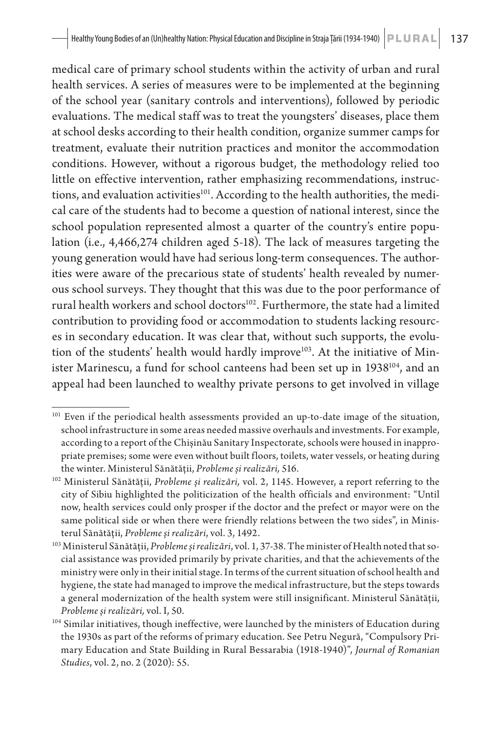medical care of primary school students within the activity of urban and rural health services. A series of measures were to be implemented at the beginning of the school year (sanitary controls and interventions), followed by periodic evaluations. The medical staff was to treat the youngsters' diseases, place them at school desks according to their health condition, organize summer camps for treatment, evaluate their nutrition practices and monitor the accommodation conditions. However, without a rigorous budget, the methodology relied too little on effective intervention, rather emphasizing recommendations, instructions, and evaluation activities[101]. According to the health authorities, the medical care of the students had to become a question of national interest, since the school population represented almost a quarter of the country's entire population (i.e., 4,466,274 children aged 5-18). The lack of measures targeting the young generation would have had serious long-term consequences. The authorities were aware of the precarious state of students' health revealed by numerous school surveys. They thought that this was due to the poor performance of rural health workers and school doctors[102]. Furthermore, the state had a limited contribution to providing food or accommodation to students lacking resources in secondary education. It was clear that, without such supports, the evolution of the students' health would hardly improve[103]. At the initiative of Minister Marinescu, a fund for school canteens had been set up in 1938[104], and an appeal had been launched to wealthy private persons to get involved in village

[101] Even if the periodical health assessments provided an up-to-date image of the situation, school infrastructure in some areas needed massive overhauls and investments. For example, according to a report of the Chișinău Sanitary Inspectorate, schools were housed in inappropriate premises; some were even without built floors, toilets, water vessels, or heating during the winter. Ministerul Sănătății, *Probleme și realizări,* 516.

[102] Ministerul Sănătății, *Probleme și realizări,* vol. 2, 1145. However, a report referring to the city of Sibiu highlighted the politicization of the health officials and environment: "Until now, health services could only prosper if the doctor and the prefect or mayor were on the same political side or when there were friendly relations between the two sides", in Ministerul Sănătății, *Probleme și realizări*, vol. 3, 1492.

[103] Ministerul Sănătății, *Probleme și realizări*, vol. 1, 37-38. The minister of Health noted that social assistance was provided primarily by private charities, and that the achievements of the ministry were only in their initial stage. In terms of the current situation of school health and hygiene, the state had managed to improve the medical infrastructure, but the steps towards a general modernization of the health system were still insignificant. Ministerul Sănătății, *Probleme și realizări,* vol. I, 50.

[104] Similar initiatives, though ineffective, were launched by the ministers of Education during the 1930s as part of the reforms of primary education. See Petru Negură, "Compulsory Primary Education and State Building in Rural Bessarabia (1918-1940)", *Journal of Romanian Studies*, vol. 2, no. 2 (2020): 55.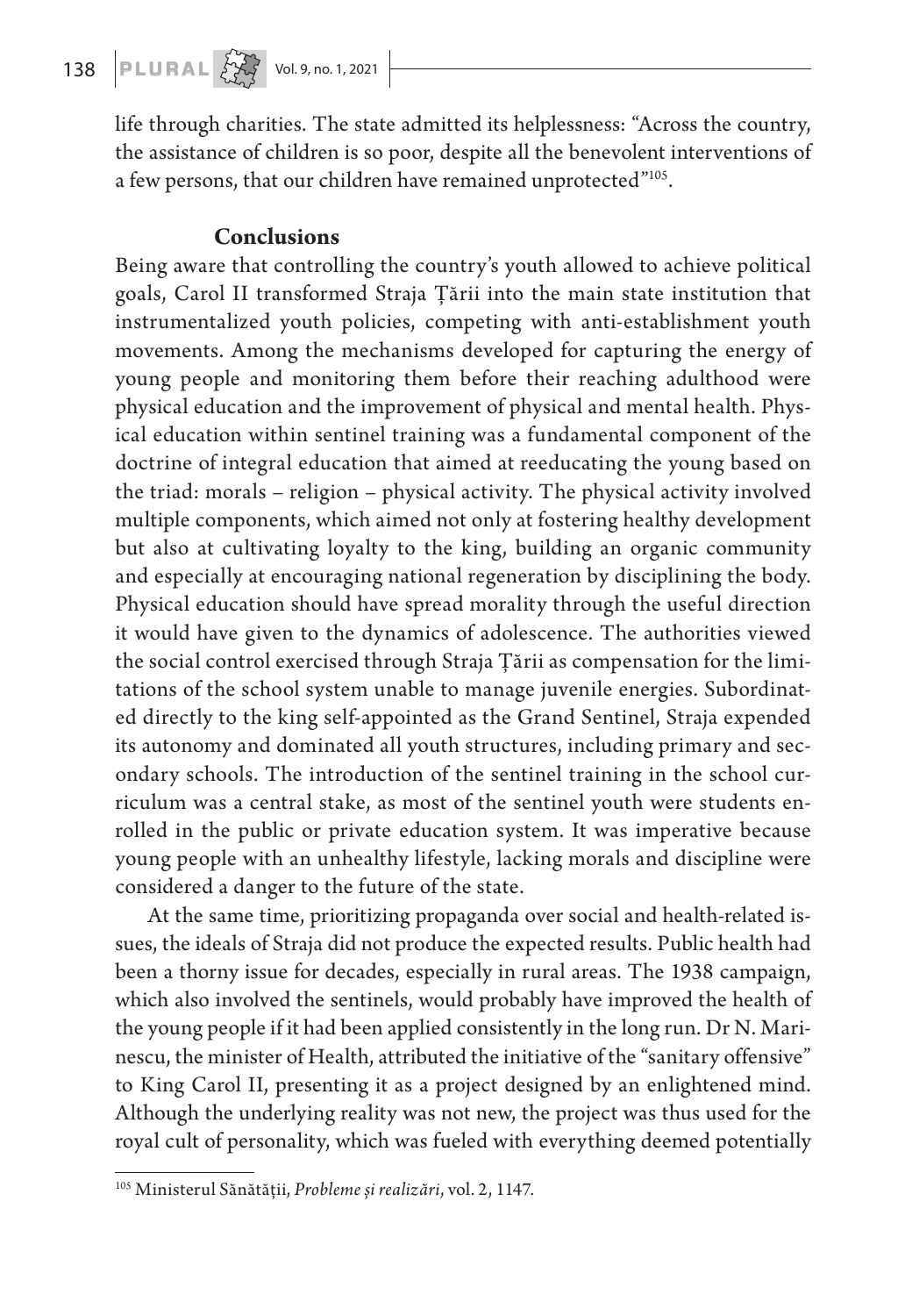life through charities. The state admitted its helplessness: "Across the country, the assistance of children is so poor, despite all the benevolent interventions of a few persons, that our children have remained unprotected"[105].

## Conclusions

Being aware that controlling the country's youth allowed to achieve political goals, Carol II transformed Straja Țării into the main state institution that instrumentalized youth policies, competing with anti-establishment youth movements. Among the mechanisms developed for capturing the energy of young people and monitoring them before their reaching adulthood were physical education and the improvement of physical and mental health. Physical education within sentinel training was a fundamental component of the doctrine of integral education that aimed at reeducating the young based on the triad: morals – religion – physical activity. The physical activity involved multiple components, which aimed not only at fostering healthy development but also at cultivating loyalty to the king, building an organic community and especially at encouraging national regeneration by disciplining the body. Physical education should have spread morality through the useful direction it would have given to the dynamics of adolescence. The authorities viewed the social control exercised through Straja Țării as compensation for the limitations of the school system unable to manage juvenile energies. Subordinated directly to the king self-appointed as the Grand Sentinel, Straja expended its autonomy and dominated all youth structures, including primary and secondary schools. The introduction of the sentinel training in the school curriculum was a central stake, as most of the sentinel youth were students enrolled in the public or private education system. It was imperative because young people with an unhealthy lifestyle, lacking morals and discipline were considered a danger to the future of the state.

At the same time, prioritizing propaganda over social and health-related issues, the ideals of Straja did not produce the expected results. Public health had been a thorny issue for decades, especially in rural areas. The 1938 campaign, which also involved the sentinels, would probably have improved the health of the young people if it had been applied consistently in the long run. Dr N. Marinescu, the minister of Health, attributed the initiative of the "sanitary offensive" to King Carol II, presenting it as a project designed by an enlightened mind. Although the underlying reality was not new, the project was thus used for the royal cult of personality, which was fueled with everything deemed potentially

---

[105] Ministerul Sănătății, *Probleme și realizări*, vol. 2, 1147.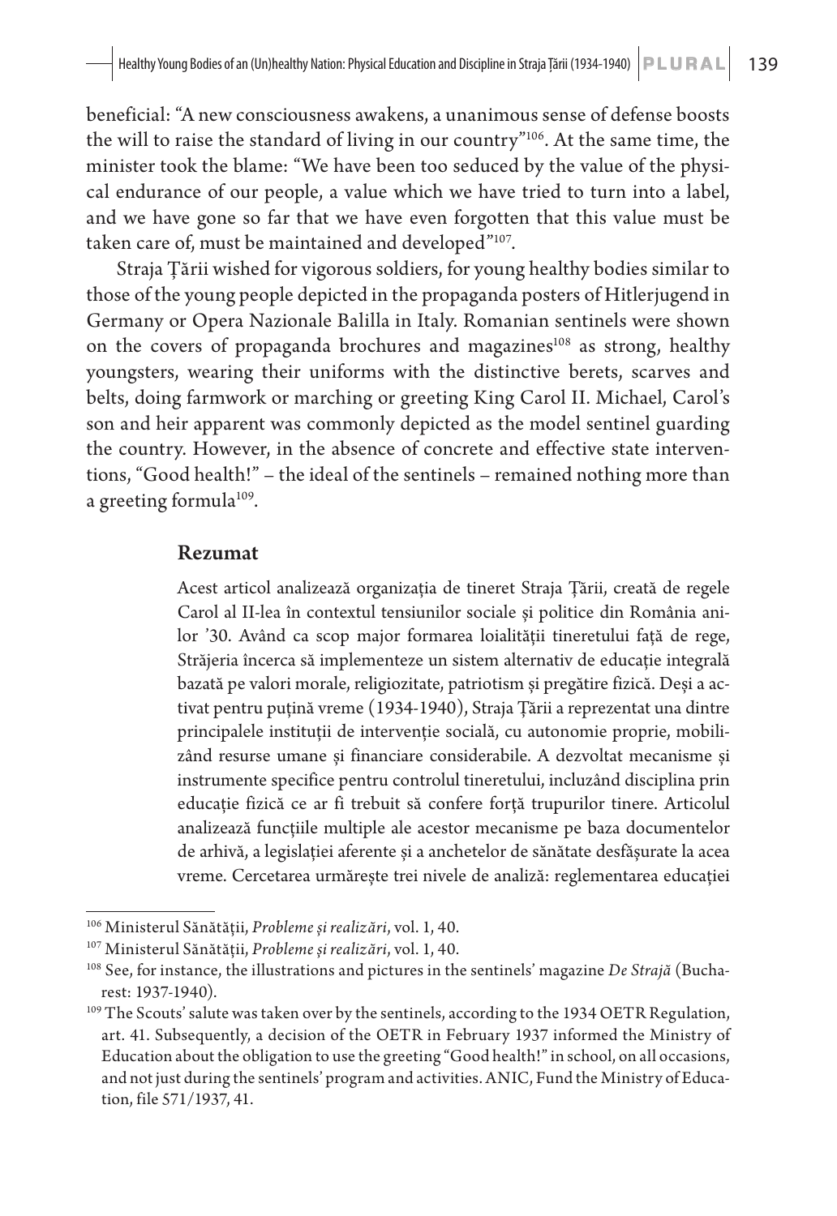beneficial: "A new consciousness awakens, a unanimous sense of defense boosts the will to raise the standard of living in our country"[106]. At the same time, the minister took the blame: "We have been too seduced by the value of the physical endurance of our people, a value which we have tried to turn into a label, and we have gone so far that we have even forgotten that this value must be taken care of, must be maintained and developed"[107].

Straja Țării wished for vigorous soldiers, for young healthy bodies similar to those of the young people depicted in the propaganda posters of Hitlerjugend in Germany or Opera Nazionale Balilla in Italy. Romanian sentinels were shown on the covers of propaganda brochures and magazines[108] as strong, healthy youngsters, wearing their uniforms with the distinctive berets, scarves and belts, doing farmwork or marching or greeting King Carol II. Michael, Carol's son and heir apparent was commonly depicted as the model sentinel guarding the country. However, in the absence of concrete and effective state interventions, "Good health!" – the ideal of the sentinels – remained nothing more than a greeting formula[109].

## Rezumat

Acest articol analizează organizația de tineret Straja Țării, creată de regele Carol al II-lea în contextul tensiunilor sociale și politice din România anilor '30. Având ca scop major formarea loialității tineretului față de rege, Străjeria încerca să implementeze un sistem alternativ de educație integrală bazată pe valori morale, religiozitate, patriotism și pregătire fizică. Deși a activat pentru puțină vreme (1934-1940), Straja Țării a reprezentat una dintre principalele instituții de intervenție socială, cu autonomie proprie, mobilizând resurse umane și financiare considerabile. A dezvoltat mecanisme și instrumente specifice pentru controlul tineretului, incluzând disciplina prin educație fizică ce ar fi trebuit să confere forță trupurilor tinere. Articolul analizează funcțiile multiple ale acestor mecanisme pe baza documentelor de arhivă, a legislației aferente și a anchetelor de sănătate desfășurate la acea vreme. Cercetarea urmărește trei nivele de analiză: reglementarea educației

---

[106] Ministerul Sănătății, *Probleme și realizări*, vol. 1, 40.

[107] Ministerul Sănătății, *Probleme și realizări*, vol. 1, 40.

[108] See, for instance, the illustrations and pictures in the sentinels' magazine *De Strajă* (Bucharest: 1937-1940).

[109] The Scouts' salute was taken over by the sentinels, according to the 1934 OETR Regulation, art. 41. Subsequently, a decision of the OETR in February 1937 informed the Ministry of Education about the obligation to use the greeting "Good health!" in school, on all occasions, and not just during the sentinels' program and activities. ANIC, Fund the Ministry of Education, file 571/1937, 41.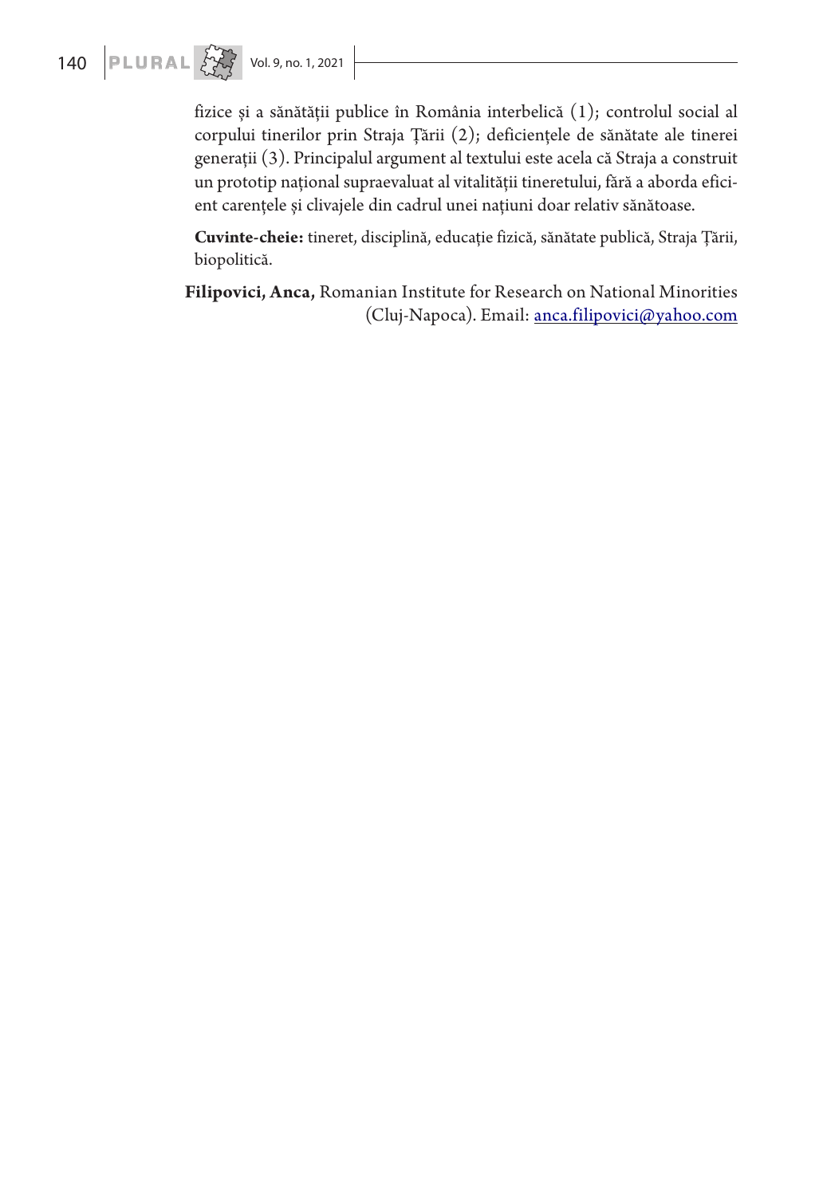fizice și a sănătății publice în România interbelică (1); controlul social al corpului tinerilor prin Straja Țării (2); deficiențele de sănătate ale tinerei generații (3). Principalul argument al textului este acela că Straja a construit un prototip național supraevaluat al vitalității tineretului, fără a aborda eficient carențele și clivajele din cadrul unei națiuni doar relativ sănătoase.

**Cuvinte-cheie:** tineret, disciplină, educație fizică, sănătate publică, Straja Țării, biopolitică.

**Filipovici, Anca,** Romanian Institute for Research on National Minorities (Cluj-Napoca). Email: anca.filipovici@yahoo.com